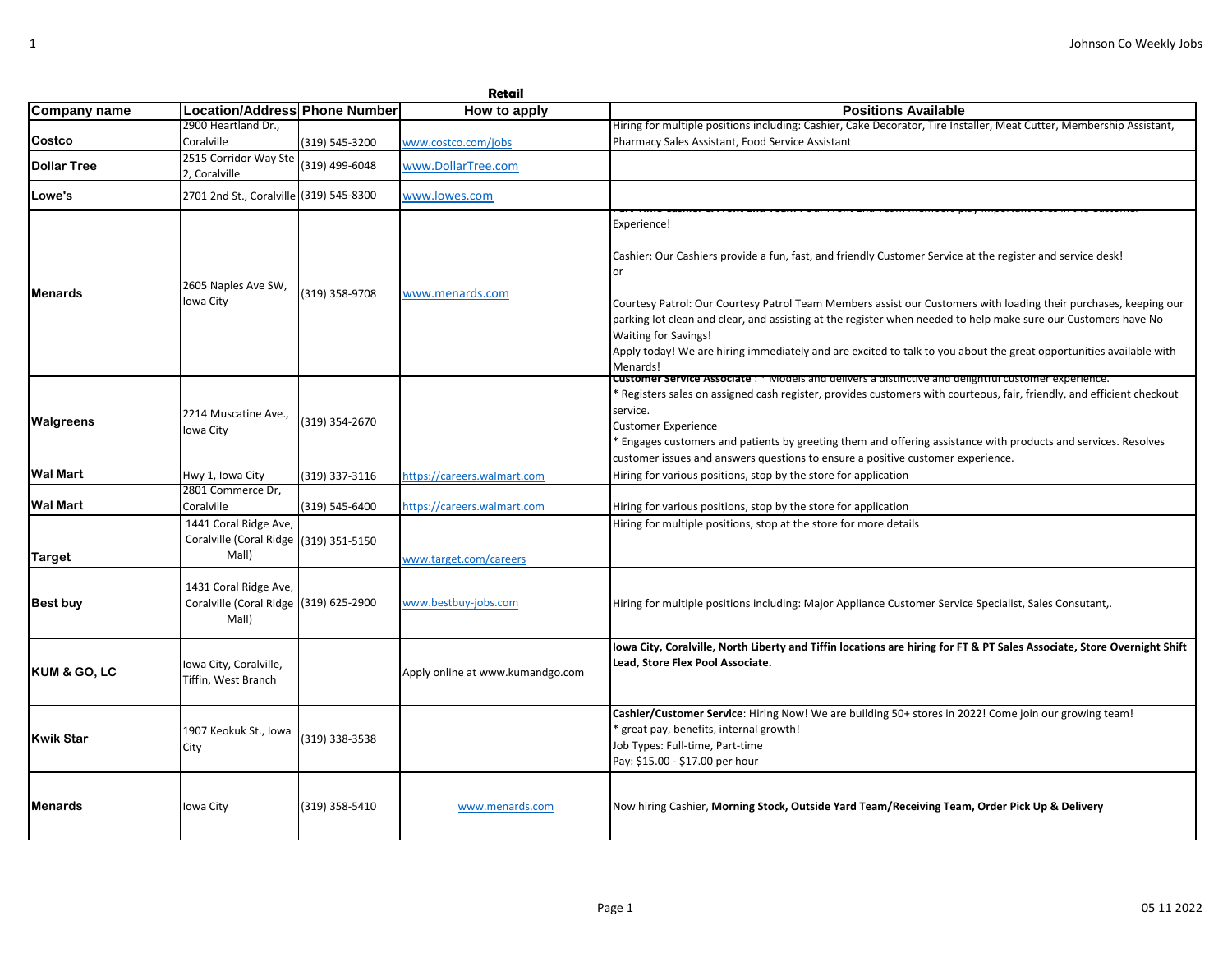## Retail

| Company name | Location/Address | Phone Number | How to apply | Positions Available |
|---|---|---|---|---|
| Costco | 2900 Heartland Dr., Coralville | (319) 545-3200 | www.costco.com/jobs | Hiring for multiple positions including: Cashier, Cake Decorator, Tire Installer, Meat Cutter, Membership Assistant, Pharmacy Sales Assistant, Food Service Assistant |
| Dollar Tree | 2515 Corridor Way Ste 2, Coralville | (319) 499-6048 | www.DollarTree.com | |
| Lowe's | 2701 2nd St., Coralville | (319) 545-8300 | www.lowes.com | |
| Menards | 2605 Naples Ave SW, Iowa City | (319) 358-9708 | www.menards.com | Part-Time Cashier & Front End Team: Our Front End Team Members play important roles in the Customer Experience! Cashier: Our Cashiers provide a fun, fast, and friendly Customer Service at the register and service desk! or Courtesy Patrol: Our Courtesy Patrol Team Members assist our Customers with loading their purchases, keeping our parking lot clean and clear, and assisting at the register when needed to help make sure our Customers have No Waiting for Savings! Apply today! We are hiring immediately and are excited to talk to you about the great opportunities available with Menards! |
| Walgreens | 2214 Muscatine Ave., Iowa City | (319) 354-2670 | | **Customer Service Associate** : * Models and delivers a distinctive and delightful customer experience. * Registers sales on assigned cash register, provides customers with courteous, fair, friendly, and efficient checkout service. Customer Experience * Engages customers and patients by greeting them and offering assistance with products and services. Resolves customer issues and answers questions to ensure a positive customer experience. |
| Wal Mart | Hwy 1, Iowa City | (319) 337-3116 | https://careers.walmart.com | Hiring for various positions, stop by the store for application |
| Wal Mart | 2801 Commerce Dr, Coralville | (319) 545-6400 | https://careers.walmart.com | Hiring for various positions, stop by the store for application |
| Target | 1441 Coral Ridge Ave, Coralville (Coral Ridge Mall) | (319) 351-5150 | www.target.com/careers | Hiring for multiple positions, stop at the store for more details |
| Best buy | 1431 Coral Ridge Ave, Coralville (Coral Ridge Mall) | (319) 625-2900 | www.bestbuy-jobs.com | Hiring for multiple positions including: Major Appliance Customer Service Specialist, Sales Consutant,. |
| KUM & GO, LC | Iowa City, Coralville, Tiffin, West Branch | | Apply online at www.kumandgo.com | **Iowa City, Coralville, North Liberty and Tiffin locations are hiring for FT & PT Sales Associate, Store Overnight Shift Lead, Store Flex Pool Associate.** |
| Kwik Star | 1907 Keokuk St., Iowa City | (319) 338-3538 | | **Cashier/Customer Service**: Hiring Now! We are building 50+ stores in 2022! Come join our growing team! * great pay, benefits, internal growth! Job Types: Full-time, Part-time Pay: $15.00 - $17.00 per hour |
| Menards | Iowa City | (319) 358-5410 | www.menards.com | Now hiring Cashier, **Morning Stock, Outside Yard Team/Receiving Team, Order Pick Up & Delivery** |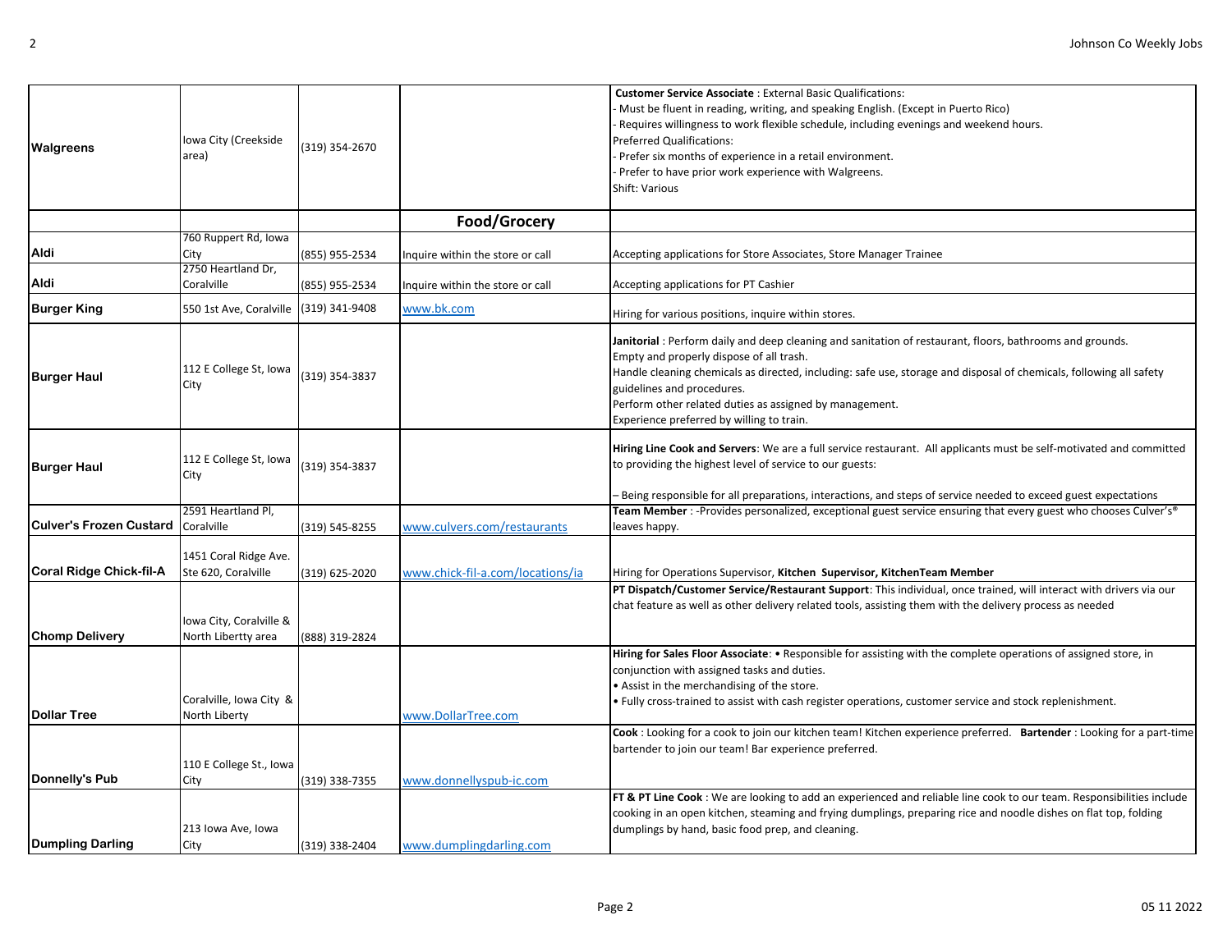| | | | | |
|---|---|---|---|---|
| **Walgreens** | Iowa City (Creekside area) | (319) 354-2670 | | **Customer Service Associate** : External Basic Qualifications:<br>- Must be fluent in reading, writing, and speaking English. (Except in Puerto Rico)<br>- Requires willingness to work flexible schedule, including evenings and weekend hours.<br>Preferred Qualifications:<br>- Prefer six months of experience in a retail environment.<br>- Prefer to have prior work experience with Walgreens.<br>Shift: Various |
| | | | **Food/Grocery** | |
| **Aldi** | 760 Ruppert Rd, Iowa City | (855) 955-2534 | Inquire within the store or call | Accepting applications for Store Associates, Store Manager Trainee |
| **Aldi** | 2750 Heartland Dr, Coralville | (855) 955-2534 | Inquire within the store or call | Accepting applications for PT Cashier |
| **Burger King** | 550 1st Ave, Coralville | (319) 341-9408 | www.bk.com | Hiring for various positions, inquire within stores. |
| **Burger Haul** | 112 E College St, Iowa City | (319) 354-3837 | | **Janitorial** : Perform daily and deep cleaning and sanitation of restaurant, floors, bathrooms and grounds.<br>Empty and properly dispose of all trash.<br>Handle cleaning chemicals as directed, including: safe use, storage and disposal of chemicals, following all safety guidelines and procedures.<br>Perform other related duties as assigned by management.<br>Experience preferred by willing to train. |
| **Burger Haul** | 112 E College St, Iowa City | (319) 354-3837 | | **Hiring Line Cook and Servers**: We are a full service restaurant. All applicants must be self-motivated and committed to providing the highest level of service to our guests:<br><br>– Being responsible for all preparations, interactions, and steps of service needed to exceed guest expectations |
| **Culver's Frozen Custard** | 2591 Heartland Pl, Coralville | (319) 545-8255 | www.culvers.com/restaurants | **Team Member** : -Provides personalized, exceptional guest service ensuring that every guest who chooses Culver's® leaves happy. |
| **Coral Ridge Chick-fil-A** | 1451 Coral Ridge Ave. Ste 620, Coralville | (319) 625-2020 | www.chick-fil-a.com/locations/ia | Hiring for Operations Supervisor, **Kitchen Supervisor, KitchenTeam Member** |
| **Chomp Delivery** | Iowa City, Coralville & North Libertty area | (888) 319-2824 | | **PT Dispatch/Customer Service/Restaurant Support**: This individual, once trained, will interact with drivers via our chat feature as well as other delivery related tools, assisting them with the delivery process as needed |
| **Dollar Tree** | Coralville, Iowa City & North Liberty | | www.DollarTree.com | **Hiring for Sales Floor Associate**: • Responsible for assisting with the complete operations of assigned store, in conjunction with assigned tasks and duties.<br>• Assist in the merchandising of the store.<br>• Fully cross-trained to assist with cash register operations, customer service and stock replenishment. |
| **Donnelly's Pub** | 110 E College St., Iowa City | (319) 338-7355 | www.donnellyspub-ic.com | **Cook** : Looking for a cook to join our kitchen team! Kitchen experience preferred. **Bartender** : Looking for a part-time bartender to join our team! Bar experience preferred. |
| **Dumpling Darling** | 213 Iowa Ave, Iowa City | (319) 338-2404 | www.dumplingdarling.com | **FT & PT Line Cook** : We are looking to add an experienced and reliable line cook to our team. Responsibilities include cooking in an open kitchen, steaming and frying dumplings, preparing rice and noodle dishes on flat top, folding dumplings by hand, basic food prep, and cleaning. |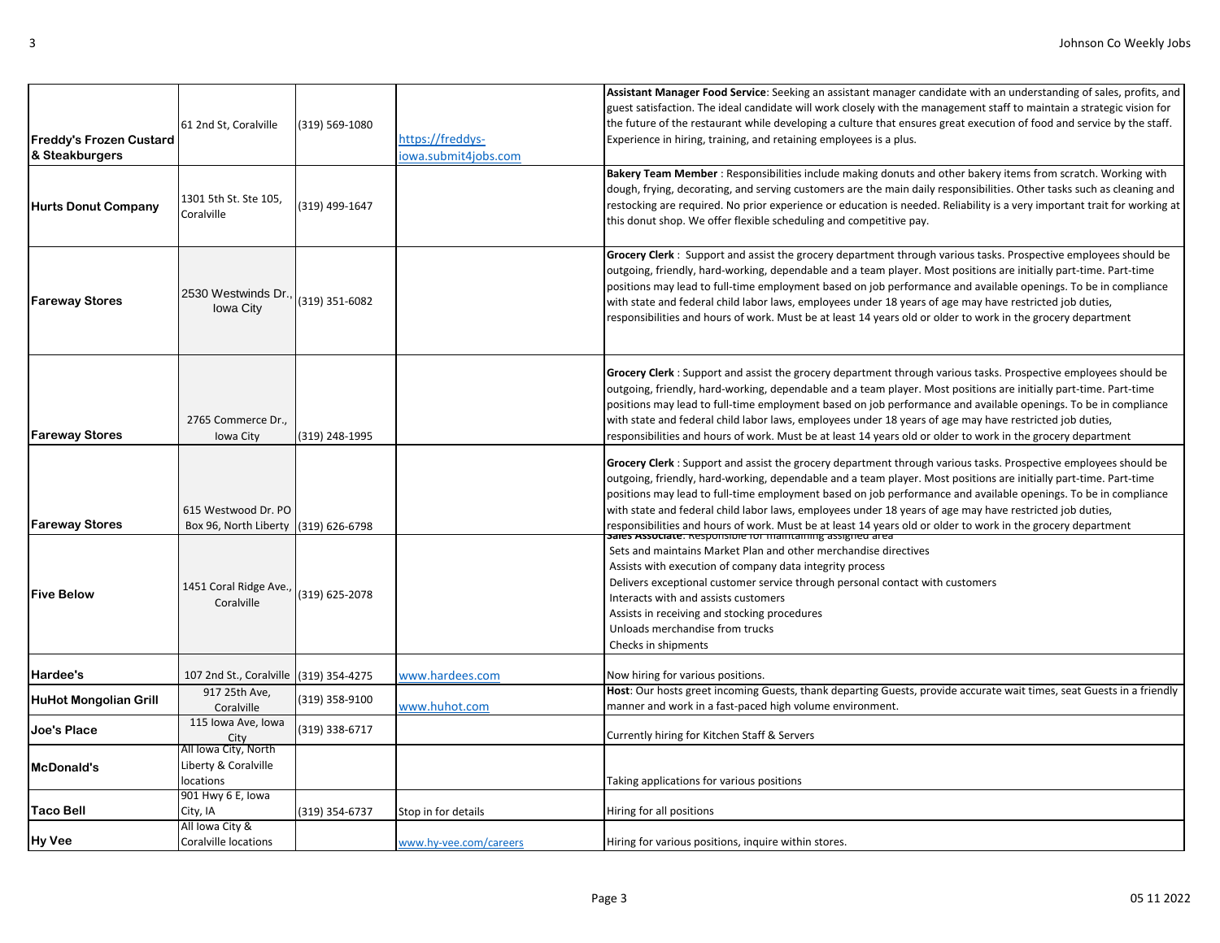| | | | | |
|---|---|---|---|---|
| **Freddy's Frozen Custard & Steakburgers** | 61 2nd St, Coralville | (319) 569-1080 | https://freddys-iowa.submit4jobs.com | **Assistant Manager Food Service**: Seeking an assistant manager candidate with an understanding of sales, profits, and guest satisfaction. The ideal candidate will work closely with the management staff to maintain a strategic vision for the future of the restaurant while developing a culture that ensures great execution of food and service by the staff. Experience in hiring, training, and retaining employees is a plus. |
| **Hurts Donut Company** | 1301 5th St. Ste 105, Coralville | (319) 499-1647 | | **Bakery Team Member** : Responsibilities include making donuts and other bakery items from scratch. Working with dough, frying, decorating, and serving customers are the main daily responsibilities. Other tasks such as cleaning and restocking are required. No prior experience or education is needed. Reliability is a very important trait for working at this donut shop. We offer flexible scheduling and competitive pay. |
| **Fareway Stores** | 2530 Westwinds Dr., Iowa City | (319) 351-6082 | | **Grocery Clerk** : Support and assist the grocery department through various tasks. Prospective employees should be outgoing, friendly, hard-working, dependable and a team player. Most positions are initially part-time. Part-time positions may lead to full-time employment based on job performance and available openings. To be in compliance with state and federal child labor laws, employees under 18 years of age may have restricted job duties, responsibilities and hours of work. Must be at least 14 years old or older to work in the grocery department |
| **Fareway Stores** | 2765 Commerce Dr., Iowa City | (319) 248-1995 | | **Grocery Clerk** : Support and assist the grocery department through various tasks. Prospective employees should be outgoing, friendly, hard-working, dependable and a team player. Most positions are initially part-time. Part-time positions may lead to full-time employment based on job performance and available openings. To be in compliance with state and federal child labor laws, employees under 18 years of age may have restricted job duties, responsibilities and hours of work. Must be at least 14 years old or older to work in the grocery department |
| **Fareway Stores** | 615 Westwood Dr. PO Box 96, North Liberty | (319) 626-6798 | | **Grocery Clerk** : Support and assist the grocery department through various tasks. Prospective employees should be outgoing, friendly, hard-working, dependable and a team player. Most positions are initially part-time. Part-time positions may lead to full-time employment based on job performance and available openings. To be in compliance with state and federal child labor laws, employees under 18 years of age may have restricted job duties, responsibilities and hours of work. Must be at least 14 years old or older to work in the grocery department |
| **Five Below** | 1451 Coral Ridge Ave., Coralville | (319) 625-2078 | | **Sales Associate**: Responsible for maintaining assigned area<br>Sets and maintains Market Plan and other merchandise directives<br>Assists with execution of company data integrity process<br>Delivers exceptional customer service through personal contact with customers<br>Interacts with and assists customers<br>Assists in receiving and stocking procedures<br>Unloads merchandise from trucks<br>Checks in shipments |
| **Hardee's** | 107 2nd St., Coralville | (319) 354-4275 | www.hardees.com | Now hiring for various positions. |
| **HuHot Mongolian Grill** | 917 25th Ave, Coralville | (319) 358-9100 | www.huhot.com | **Host**: Our hosts greet incoming Guests, thank departing Guests, provide accurate wait times, seat Guests in a friendly manner and work in a fast-paced high volume environment. |
| **Joe's Place** | 115 Iowa Ave, Iowa City | (319) 338-6717 | | Currently hiring for Kitchen Staff & Servers |
| **McDonald's** | All Iowa City, North Liberty & Coralville locations | | | Taking applications for various positions |
| **Taco Bell** | 901 Hwy 6 E, Iowa City, IA | (319) 354-6737 | Stop in for details | Hiring for all positions |
| **Hy Vee** | All Iowa City & Coralville locations | | www.hy-vee.com/careers | Hiring for various positions, inquire within stores. |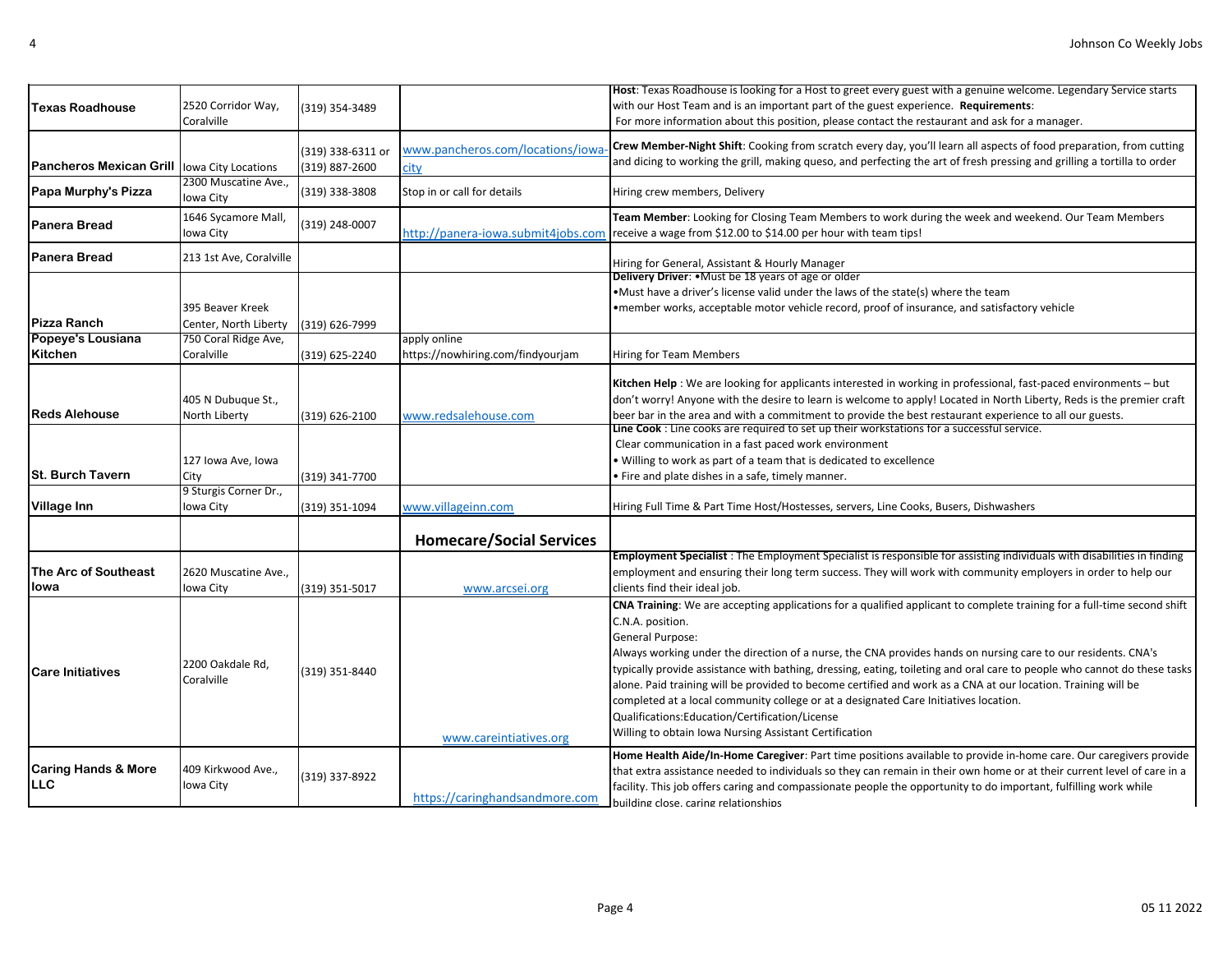| | | | | |
|---|---|---|---|---|
| **Texas Roadhouse** | 2520 Corridor Way, Coralville | (319) 354-3489 | | **Host**: Texas Roadhouse is looking for a Host to greet every guest with a genuine welcome. Legendary Service starts with our Host Team and is an important part of the guest experience. **Requirements**: For more information about this position, please contact the restaurant and ask for a manager. |
| **Pancheros Mexican Grill** | Iowa City Locations | (319) 338-6311 or (319) 887-2600 | www.pancheros.com/locations/iowa-city | **Crew Member-Night Shift**: Cooking from scratch every day, you'll learn all aspects of food preparation, from cutting and dicing to working the grill, making queso, and perfecting the art of fresh pressing and grilling a tortilla to order |
| **Papa Murphy's Pizza** | 2300 Muscatine Ave., Iowa City | (319) 338-3808 | Stop in or call for details | Hiring crew members, Delivery |
| **Panera Bread** | 1646 Sycamore Mall, Iowa City | (319) 248-0007 | http://panera-iowa.submit4jobs.com | **Team Member**: Looking for Closing Team Members to work during the week and weekend. Our Team Members receive a wage from $12.00 to $14.00 per hour with team tips! |
| **Panera Bread** | 213 1st Ave, Coralville | | | Hiring for General, Assistant & Hourly Manager |
| **Pizza Ranch** | 395 Beaver Kreek Center, North Liberty | (319) 626-7999 | | **Delivery Driver**: •Must be 18 years of age or older<br>•Must have a driver's license valid under the laws of the state(s) where the team<br>•member works, acceptable motor vehicle record, proof of insurance, and satisfactory vehicle |
| **Popeye's Lousiana Kitchen** | 750 Coral Ridge Ave, Coralville | (319) 625-2240 | apply online https://nowhiring.com/findyourjam | Hiring for Team Members |
| **Reds Alehouse** | 405 N Dubuque St., North Liberty | (319) 626-2100 | www.redsalehouse.com | **Kitchen Help** : We are looking for applicants interested in working in professional, fast-paced environments – but don't worry! Anyone with the desire to learn is welcome to apply! Located in North Liberty, Reds is the premier craft beer bar in the area and with a commitment to provide the best restaurant experience to all our guests. |
| **St. Burch Tavern** | 127 Iowa Ave, Iowa City | (319) 341-7700 | | **Line Cook** : Line cooks are required to set up their workstations for a successful service.<br>Clear communication in a fast paced work environment<br>• Willing to work as part of a team that is dedicated to excellence<br>• Fire and plate dishes in a safe, timely manner. |
| **Village Inn** | 9 Sturgis Corner Dr., Iowa City | (319) 351-1094 | www.villageinn.com | Hiring Full Time & Part Time Host/Hostesses, servers, Line Cooks, Busers, Dishwashers |
| | | | **Homecare/Social Services** | |
| **The Arc of Southeast Iowa** | 2620 Muscatine Ave., Iowa City | (319) 351-5017 | www.arcsei.org | **Employment Specialist** : The Employment Specialist is responsible for assisting individuals with disabilities in finding employment and ensuring their long term success. They will work with community employers in order to help our clients find their ideal job. |
| **Care Initiatives** | 2200 Oakdale Rd, Coralville | (319) 351-8440 | www.careintiatives.org | **CNA Training**: We are accepting applications for a qualified applicant to complete training for a full-time second shift C.N.A. position.<br>General Purpose:<br>Always working under the direction of a nurse, the CNA provides hands on nursing care to our residents. CNA's typically provide assistance with bathing, dressing, eating, toileting and oral care to people who cannot do these tasks alone. Paid training will be provided to become certified and work as a CNA at our location. Training will be completed at a local community college or at a designated Care Initiatives location.<br>Qualifications:Education/Certification/License<br>Willing to obtain Iowa Nursing Assistant Certification |
| **Caring Hands & More LLC** | 409 Kirkwood Ave., Iowa City | (319) 337-8922 | https://caringhandsandmore.com | **Home Health Aide/In-Home Caregiver**: Part time positions available to provide in-home care. Our caregivers provide that extra assistance needed to individuals so they can remain in their own home or at their current level of care in a facility. This job offers caring and compassionate people the opportunity to do important, fulfilling work while building close, caring relationships |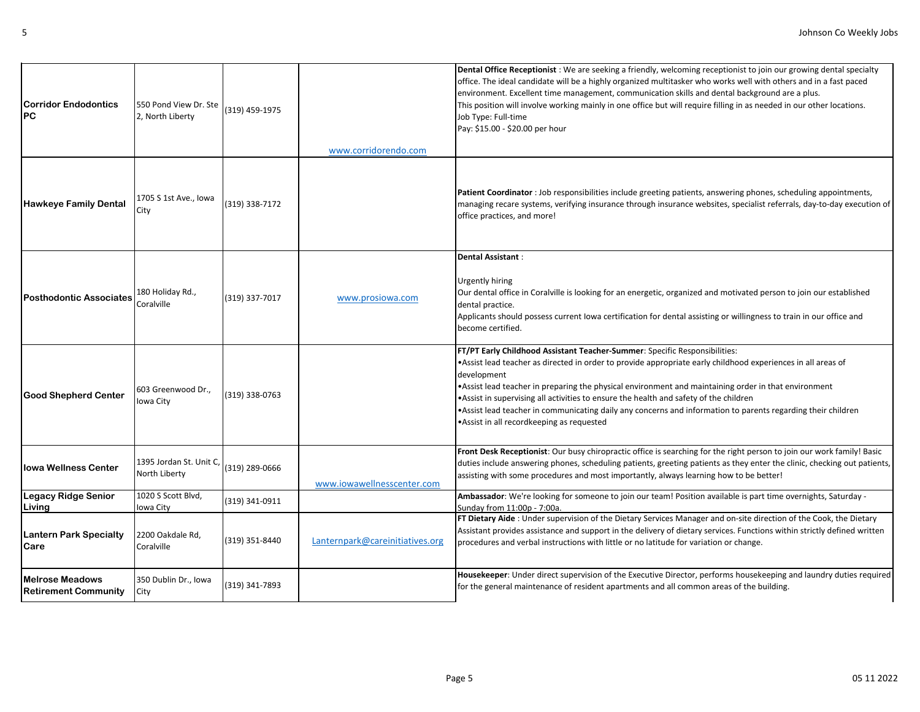| | | | | |
|---|---|---|---|---|
| **Corridor Endodontics PC** | 550 Pond View Dr. Ste 2, North Liberty | (319) 459-1975 | www.corridorendo.com | **Dental Office Receptionist** : We are seeking a friendly, welcoming receptionist to join our growing dental specialty office. The ideal candidate will be a highly organized multitasker who works well with others and in a fast paced environment. Excellent time management, communication skills and dental background are a plus.<br>This position will involve working mainly in one office but will require filling in as needed in our other locations.<br>Job Type: Full-time<br>Pay: $15.00 - $20.00 per hour |
| **Hawkeye Family Dental** | 1705 S 1st Ave., Iowa City | (319) 338-7172 | | **Patient Coordinator** : Job responsibilities include greeting patients, answering phones, scheduling appointments, managing recare systems, verifying insurance through insurance websites, specialist referrals, day-to-day execution of office practices, and more! |
| **Posthodontic Associates** | 180 Holiday Rd., Coralville | (319) 337-7017 | www.prosiowa.com | **Dental Assistant** :<br><br>Urgently hiring<br>Our dental office in Coralville is looking for an energetic, organized and motivated person to join our established dental practice.<br>Applicants should possess current Iowa certification for dental assisting or willingness to train in our office and become certified. |
| **Good Shepherd Center** | 603 Greenwood Dr., Iowa City | (319) 338-0763 | | **FT/PT Early Childhood Assistant Teacher-Summer**: Specific Responsibilities:<br>•Assist lead teacher as directed in order to provide appropriate early childhood experiences in all areas of development<br>•Assist lead teacher in preparing the physical environment and maintaining order in that environment<br>•Assist in supervising all activities to ensure the health and safety of the children<br>•Assist lead teacher in communicating daily any concerns and information to parents regarding their children<br>•Assist in all recordkeeping as requested |
| **Iowa Wellness Center** | 1395 Jordan St. Unit C, North Liberty | (319) 289-0666 | www.iowawellnesscenter.com | **Front Desk Receptionist**: Our busy chiropractic office is searching for the right person to join our work family! Basic duties include answering phones, scheduling patients, greeting patients as they enter the clinic, checking out patients, assisting with some procedures and most importantly, always learning how to be better! |
| **Legacy Ridge Senior Living** | 1020 S Scott Blvd, Iowa City | (319) 341-0911 | | **Ambassador**: We're looking for someone to join our team! Position available is part time overnights, Saturday - Sunday from 11:00p - 7:00a. |
| **Lantern Park Specialty Care** | 2200 Oakdale Rd, Coralville | (319) 351-8440 | Lanternpark@careinitiatives.org | **FT Dietary Aide** : Under supervision of the Dietary Services Manager and on-site direction of the Cook, the Dietary Assistant provides assistance and support in the delivery of dietary services. Functions within strictly defined written procedures and verbal instructions with little or no latitude for variation or change. |
| **Melrose Meadows Retirement Community** | 350 Dublin Dr., Iowa City | (319) 341-7893 | | **Housekeeper**: Under direct supervision of the Executive Director, performs housekeeping and laundry duties required for the general maintenance of resident apartments and all common areas of the building. |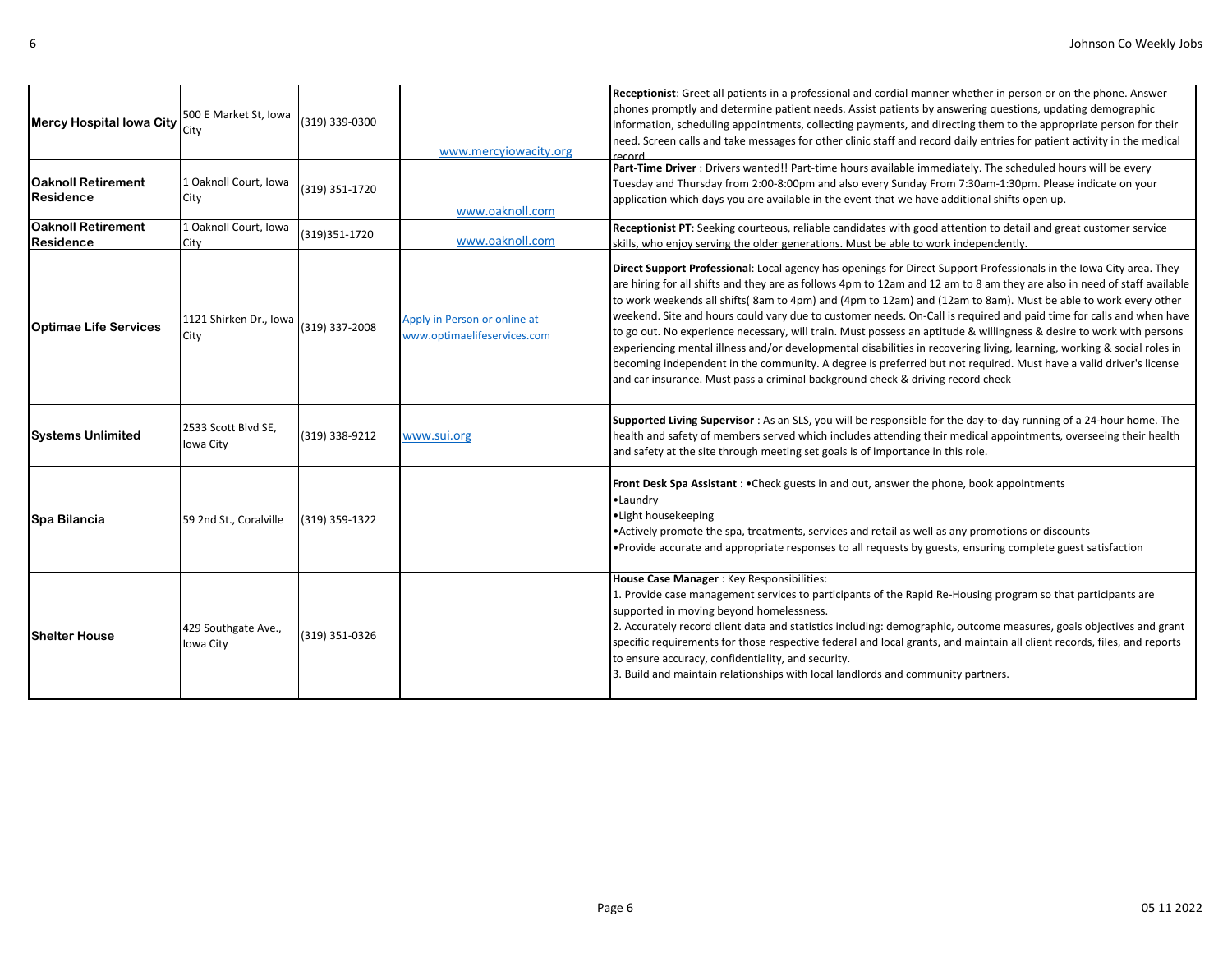| | | | | |
|---|---|---|---|---|
| **Mercy Hospital Iowa City** | 500 E Market St, Iowa City | (319) 339-0300 | www.mercyiowacity.org | **Receptionist**: Greet all patients in a professional and cordial manner whether in person or on the phone. Answer phones promptly and determine patient needs. Assist patients by answering questions, updating demographic information, scheduling appointments, collecting payments, and directing them to the appropriate person for their need. Screen calls and take messages for other clinic staff and record daily entries for patient activity in the medical record. |
| **Oaknoll Retirement Residence** | 1 Oaknoll Court, Iowa City | (319) 351-1720 | www.oaknoll.com | **Part-Time Driver** : Drivers wanted!! Part-time hours available immediately. The scheduled hours will be every Tuesday and Thursday from 2:00-8:00pm and also every Sunday From 7:30am-1:30pm. Please indicate on your application which days you are available in the event that we have additional shifts open up. |
| **Oaknoll Retirement Residence** | 1 Oaknoll Court, Iowa City | (319)351-1720 | www.oaknoll.com | **Receptionist PT**: Seeking courteous, reliable candidates with good attention to detail and great customer service skills, who enjoy serving the older generations. Must be able to work independently. |
| **Optimae Life Services** | 1121 Shirken Dr., Iowa City | (319) 337-2008 | Apply in Person or online at www.optimaelifeservices.com | **Direct Support Professional**: Local agency has openings for Direct Support Professionals in the Iowa City area. They are hiring for all shifts and they are as follows 4pm to 12am and 12 am to 8 am they are also in need of staff available to work weekends all shifts( 8am to 4pm) and (4pm to 12am) and (12am to 8am). Must be able to work every other weekend. Site and hours could vary due to customer needs. On-Call is required and paid time for calls and when have to go out. No experience necessary, will train. Must possess an aptitude & willingness & desire to work with persons experiencing mental illness and/or developmental disabilities in recovering living, learning, working & social roles in becoming independent in the community. A degree is preferred but not required. Must have a valid driver's license and car insurance. Must pass a criminal background check & driving record check |
| **Systems Unlimited** | 2533 Scott Blvd SE, Iowa City | (319) 338-9212 | www.sui.org | **Supported Living Supervisor** : As an SLS, you will be responsible for the day-to-day running of a 24-hour home. The health and safety of members served which includes attending their medical appointments, overseeing their health and safety at the site through meeting set goals is of importance in this role. |
| **Spa Bilancia** | 59 2nd St., Coralville | (319) 359-1322 | | **Front Desk Spa Assistant** : •Check guests in and out, answer the phone, book appointments<br>•Laundry<br>•Light housekeeping<br>•Actively promote the spa, treatments, services and retail as well as any promotions or discounts<br>•Provide accurate and appropriate responses to all requests by guests, ensuring complete guest satisfaction |
| **Shelter House** | 429 Southgate Ave., Iowa City | (319) 351-0326 | | **House Case Manager** : Key Responsibilities:<br>1. Provide case management services to participants of the Rapid Re-Housing program so that participants are supported in moving beyond homelessness.<br>2. Accurately record client data and statistics including: demographic, outcome measures, goals objectives and grant specific requirements for those respective federal and local grants, and maintain all client records, files, and reports to ensure accuracy, confidentiality, and security.<br>3. Build and maintain relationships with local landlords and community partners. |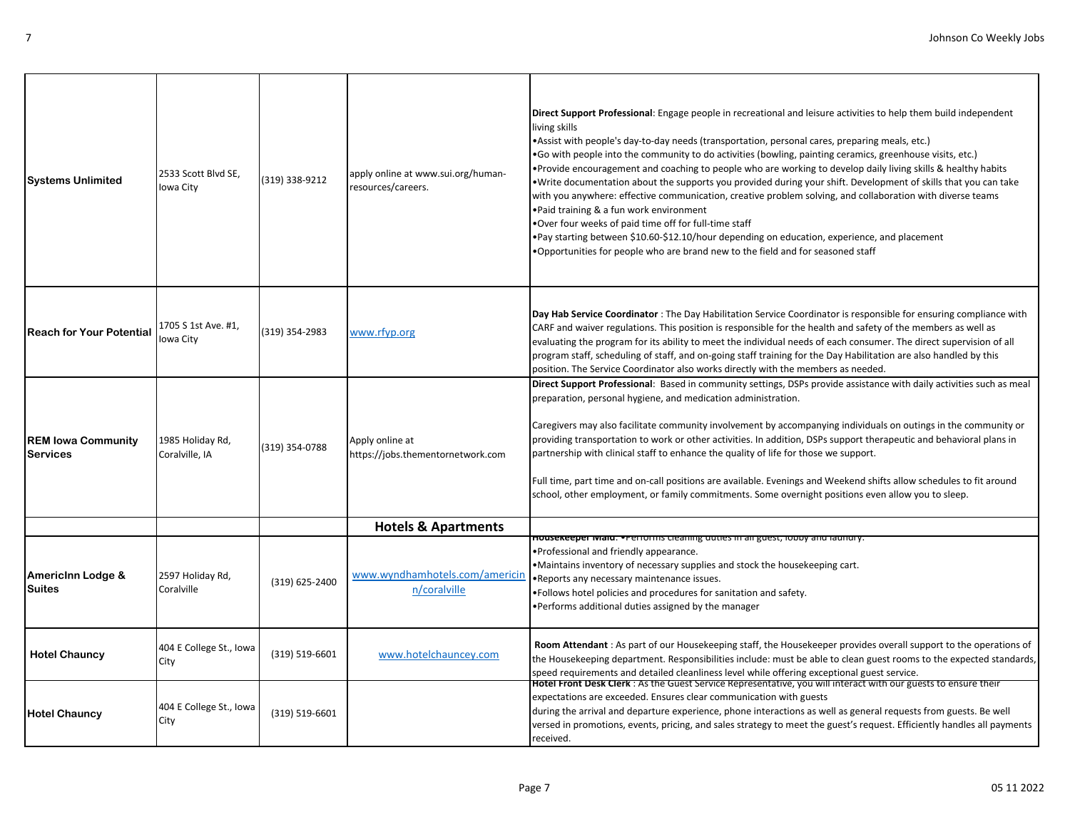| | | | | |
|---|---|---|---|---|
| **Systems Unlimited** | 2533 Scott Blvd SE, Iowa City | (319) 338-9212 | apply online at www.sui.org/human-resources/careers. | **Direct Support Professional**: Engage people in recreational and leisure activities to help them build independent living skills<br>•Assist with people's day-to-day needs (transportation, personal cares, preparing meals, etc.)<br>•Go with people into the community to do activities (bowling, painting ceramics, greenhouse visits, etc.)<br>•Provide encouragement and coaching to people who are working to develop daily living skills & healthy habits<br>•Write documentation about the supports you provided during your shift. Development of skills that you can take with you anywhere: effective communication, creative problem solving, and collaboration with diverse teams<br>•Paid training & a fun work environment<br>•Over four weeks of paid time off for full-time staff<br>•Pay starting between $10.60-$12.10/hour depending on education, experience, and placement<br>•Opportunities for people who are brand new to the field and for seasoned staff |
| **Reach for Your Potential** | 1705 S 1st Ave. #1, Iowa City | (319) 354-2983 | www.rfyp.org | **Day Hab Service Coordinator** : The Day Habilitation Service Coordinator is responsible for ensuring compliance with CARF and waiver regulations. This position is responsible for the health and safety of the members as well as evaluating the program for its ability to meet the individual needs of each consumer. The direct supervision of all program staff, scheduling of staff, and on-going staff training for the Day Habilitation are also handled by this position. The Service Coordinator also works directly with the members as needed. |
| **REM Iowa Community Services** | 1985 Holiday Rd, Coralville, IA | (319) 354-0788 | Apply online at https://jobs.thementornetwork.com | **Direct Support Professional**: Based in community settings, DSPs provide assistance with daily activities such as meal preparation, personal hygiene, and medication administration.<br><br>Caregivers may also facilitate community involvement by accompanying individuals on outings in the community or providing transportation to work or other activities. In addition, DSPs support therapeutic and behavioral plans in partnership with clinical staff to enhance the quality of life for those we support.<br><br>Full time, part time and on-call positions are available. Evenings and Weekend shifts allow schedules to fit around school, other employment, or family commitments. Some overnight positions even allow you to sleep. |
| | | | **Hotels & Apartments** | |
| **AmericInn Lodge & Suites** | 2597 Holiday Rd, Coralville | (319) 625-2400 | www.wyndhamhotels.com/americinn/coralville | **Housekeeper Maid**: •Performs cleaning duties in all guest, lobby and laundry.<br>•Professional and friendly appearance.<br>•Maintains inventory of necessary supplies and stock the housekeeping cart.<br>•Reports any necessary maintenance issues.<br>•Follows hotel policies and procedures for sanitation and safety.<br>•Performs additional duties assigned by the manager |
| **Hotel Chauncy** | 404 E College St., Iowa City | (319) 519-6601 | www.hotelchauncey.com | **Room Attendant** : As part of our Housekeeping staff, the Housekeeper provides overall support to the operations of the Housekeeping department. Responsibilities include: must be able to clean guest rooms to the expected standards, speed requirements and detailed cleanliness level while offering exceptional guest service. |
| **Hotel Chauncy** | 404 E College St., Iowa City | (319) 519-6601 | | **Hotel Front Desk Clerk** : As the Guest Service Representative, you will interact with our guests to ensure their expectations are exceeded. Ensures clear communication with guests during the arrival and departure experience, phone interactions as well as general requests from guests. Be well versed in promotions, events, pricing, and sales strategy to meet the guest's request. Efficiently handles all payments received. |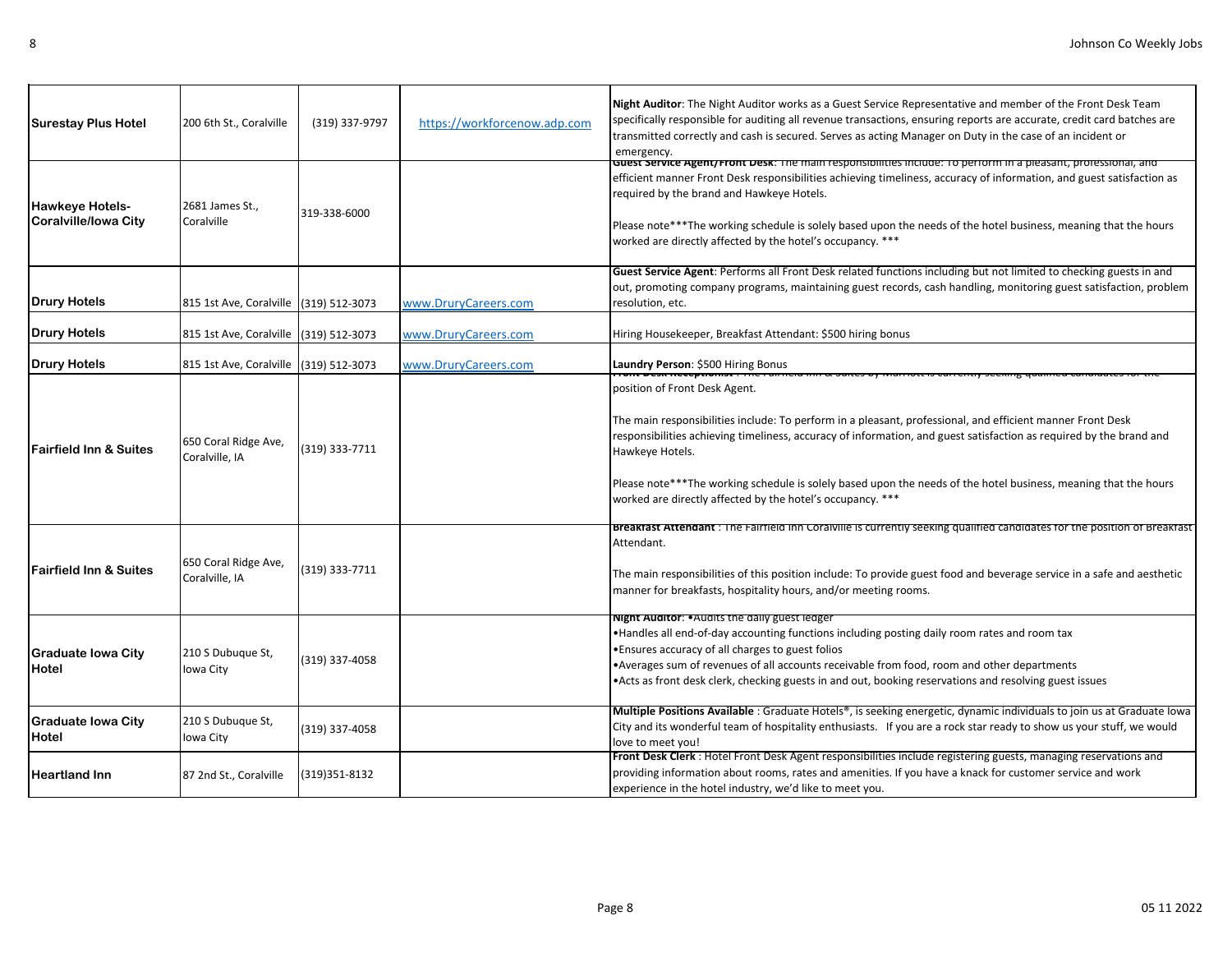| Employer | Address | Phone | Website | Position |
|---|---|---|---|---|
| **Surestay Plus Hotel** | 200 6th St., Coralville | (319) 337-9797 | https://workforcenow.adp.com | **Night Auditor**: The Night Auditor works as a Guest Service Representative and member of the Front Desk Team specifically responsible for auditing all revenue transactions, ensuring reports are accurate, credit card batches are transmitted correctly and cash is secured. Serves as acting Manager on Duty in the case of an incident or emergency. |
| **Hawkeye Hotels-Coralville/Iowa City** | 2681 James St., Coralville | 319-338-6000 | | **Guest Service Agent/Front Desk**: The main responsibilities include: To perform in a pleasant, professional, and efficient manner Front Desk responsibilities achieving timeliness, accuracy of information, and guest satisfaction as required by the brand and Hawkeye Hotels. Please note***The working schedule is solely based upon the needs of the hotel business, meaning that the hours worked are directly affected by the hotel's occupancy. *** |
| **Drury Hotels** | 815 1st Ave, Coralville | (319) 512-3073 | www.DruryCareers.com | **Guest Service Agent**: Performs all Front Desk related functions including but not limited to checking guests in and out, promoting company programs, maintaining guest records, cash handling, monitoring guest satisfaction, problem resolution, etc. |
| **Drury Hotels** | 815 1st Ave, Coralville | (319) 512-3073 | www.DruryCareers.com | Hiring Housekeeper, Breakfast Attendant: $500 hiring bonus |
| **Drury Hotels** | 815 1st Ave, Coralville | (319) 512-3073 | www.DruryCareers.com | **Laundry Person**: $500 Hiring Bonus |
| **Fairfield Inn & Suites** | 650 Coral Ridge Ave, Coralville, IA | (319) 333-7711 | | **Front Desk Receptionist** : The Fairfield Inn & Suites by Marriott is currently seeking qualified candidates for the position of Front Desk Agent. The main responsibilities include: To perform in a pleasant, professional, and efficient manner Front Desk responsibilities achieving timeliness, accuracy of information, and guest satisfaction as required by the brand and Hawkeye Hotels. Please note***The working schedule is solely based upon the needs of the hotel business, meaning that the hours worked are directly affected by the hotel's occupancy. *** |
| **Fairfield Inn & Suites** | 650 Coral Ridge Ave, Coralville, IA | (319) 333-7711 | | **Breakfast Attendant** : The Fairfield Inn Coralville is currently seeking qualified candidates for the position of Breakfast Attendant. The main responsibilities of this position include: To provide guest food and beverage service in a safe and aesthetic manner for breakfasts, hospitality hours, and/or meeting rooms. |
| **Graduate Iowa City Hotel** | 210 S Dubuque St, Iowa City | (319) 337-4058 | | **Night Auditor**: •Audits the daily guest ledger •Handles all end-of-day accounting functions including posting daily room rates and room tax •Ensures accuracy of all charges to guest folios •Averages sum of revenues of all accounts receivable from food, room and other departments •Acts as front desk clerk, checking guests in and out, booking reservations and resolving guest issues |
| **Graduate Iowa City Hotel** | 210 S Dubuque St, Iowa City | (319) 337-4058 | | **Multiple Positions Available** : Graduate Hotels®, is seeking energetic, dynamic individuals to join us at Graduate Iowa City and its wonderful team of hospitality enthusiasts. If you are a rock star ready to show us your stuff, we would love to meet you! |
| **Heartland Inn** | 87 2nd St., Coralville | (319)351-8132 | | **Front Desk Clerk** : Hotel Front Desk Agent responsibilities include registering guests, managing reservations and providing information about rooms, rates and amenities. If you have a knack for customer service and work experience in the hotel industry, we'd like to meet you. |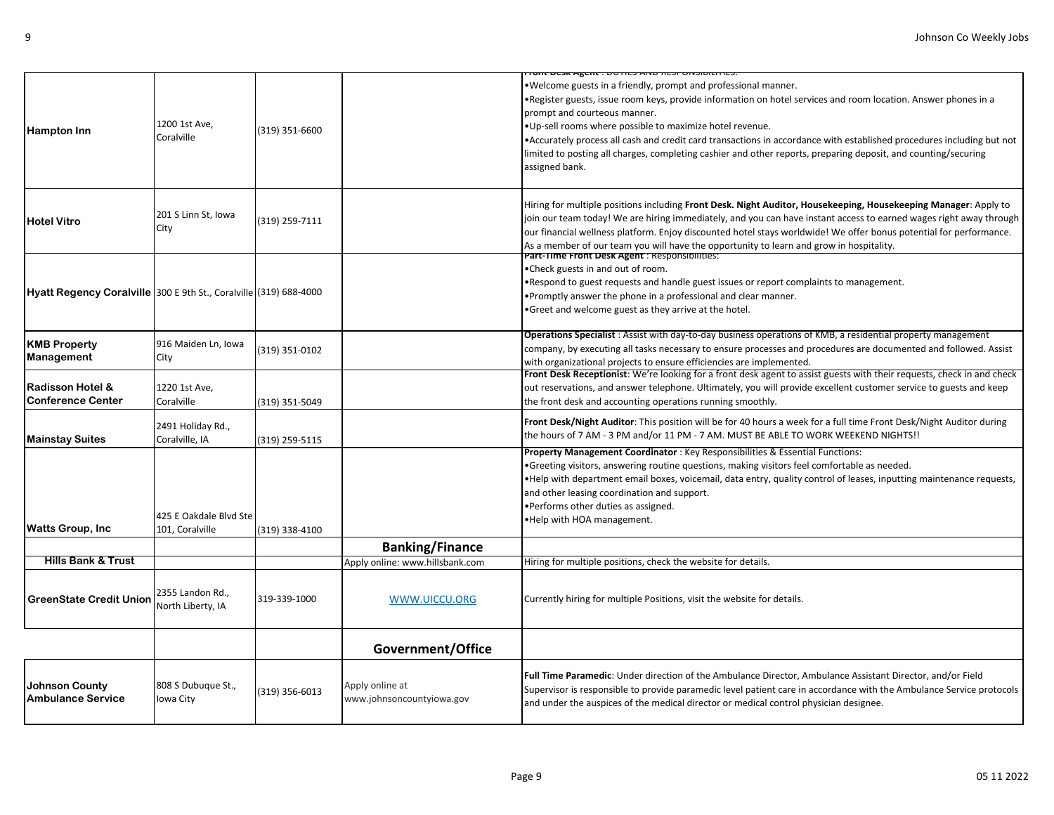| Employer | Address | Phone | Website | Job Details |
|---|---|---|---|---|
| **Hampton Inn** | 1200 1st Ave, Coralville | (319) 351-6600 | | **Front Desk Agent** : DUTIES AND RESPONSIBILITIES: •Welcome guests in a friendly, prompt and professional manner. •Register guests, issue room keys, provide information on hotel services and room location. Answer phones in a prompt and courteous manner. •Up-sell rooms where possible to maximize hotel revenue. •Accurately process all cash and credit card transactions in accordance with established procedures including but not limited to posting all charges, completing cashier and other reports, preparing deposit, and counting/securing assigned bank. |
| **Hotel Vitro** | 201 S Linn St, Iowa City | (319) 259-7111 | | Hiring for multiple positions including **Front Desk. Night Auditor, Housekeeping, Housekeeping Manager**: Apply to join our team today! We are hiring immediately, and you can have instant access to earned wages right away through our financial wellness platform. Enjoy discounted hotel stays worldwide! We offer bonus potential for performance. As a member of our team you will have the opportunity to learn and grow in hospitality. |
| **Hyatt Regency Coralville** | 300 E 9th St., Coralville | (319) 688-4000 | | **Part-Time Front Desk Agent** : Responsibilities: •Check guests in and out of room. •Respond to guest requests and handle guest issues or report complaints to management. •Promptly answer the phone in a professional and clear manner. •Greet and welcome guest as they arrive at the hotel. |
| **KMB Property Management** | 916 Maiden Ln, Iowa City | (319) 351-0102 | | **Operations Specialist** : Assist with day-to-day business operations of KMB, a residential property management company, by executing all tasks necessary to ensure processes and procedures are documented and followed. Assist with organizational projects to ensure efficiencies are implemented. |
| **Radisson Hotel & Conference Center** | 1220 1st Ave, Coralville | (319) 351-5049 | | **Front Desk Receptionist**: We're looking for a front desk agent to assist guests with their requests, check in and check out reservations, and answer telephone. Ultimately, you will provide excellent customer service to guests and keep the front desk and accounting operations running smoothly. |
| **Mainstay Suites** | 2491 Holiday Rd., Coralville, IA | (319) 259-5115 | | **Front Desk/Night Auditor**: This position will be for 40 hours a week for a full time Front Desk/Night Auditor during the hours of 7 AM - 3 PM and/or 11 PM - 7 AM. MUST BE ABLE TO WORK WEEKEND NIGHTS!! |
| **Watts Group, Inc** | 425 E Oakdale Blvd Ste 101, Coralville | (319) 338-4100 | | **Property Management Coordinator** : Key Responsibilities & Essential Functions: •Greeting visitors, answering routine questions, making visitors feel comfortable as needed. •Help with department email boxes, voicemail, data entry, quality control of leases, inputting maintenance requests, and other leasing coordination and support. •Performs other duties as assigned. •Help with HOA management. |
| | | | **Banking/Finance** | |
| **Hills Bank & Trust** | | | Apply online: www.hillsbank.com | Hiring for multiple positions, check the website for details. |
| **GreenState Credit Union** | 2355 Landon Rd., North Liberty, IA | 319-339-1000 | WWW.UICCU.ORG | Currently hiring for multiple Positions, visit the website for details. |
| | | | **Government/Office** | |
| **Johnson County Ambulance Service** | 808 S Dubuque St., Iowa City | (319) 356-6013 | Apply online at www.johnsoncountyiowa.gov | **Full Time Paramedic**: Under direction of the Ambulance Director, Ambulance Assistant Director, and/or Field Supervisor is responsible to provide paramedic level patient care in accordance with the Ambulance Service protocols and under the auspices of the medical director or medical control physician designee. |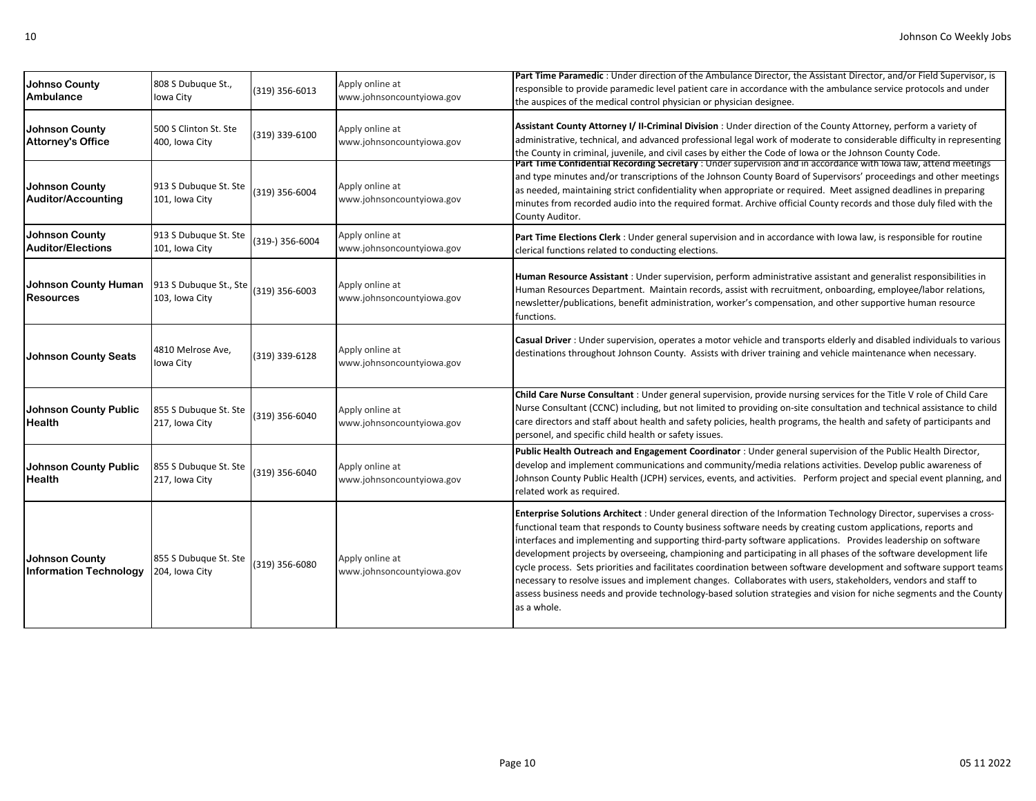| | | | | |
|---|---|---|---|---|
| **Johnso County Ambulance** | 808 S Dubuque St., Iowa City | (319) 356-6013 | Apply online at www.johnsoncountyiowa.gov | **Part Time Paramedic** : Under direction of the Ambulance Director, the Assistant Director, and/or Field Supervisor, is responsible to provide paramedic level patient care in accordance with the ambulance service protocols and under the auspices of the medical control physician or physician designee. |
| **Johnson County Attorney's Office** | 500 S Clinton St. Ste 400, Iowa City | (319) 339-6100 | Apply online at www.johnsoncountyiowa.gov | **Assistant County Attorney I/ II-Criminal Division** : Under direction of the County Attorney, perform a variety of administrative, technical, and advanced professional legal work of moderate to considerable difficulty in representing the County in criminal, juvenile, and civil cases by either the Code of Iowa or the Johnson County Code. |
| **Johnson County Auditor/Accounting** | 913 S Dubuque St. Ste 101, Iowa City | (319) 356-6004 | Apply online at www.johnsoncountyiowa.gov | **Part Time Confidential Recording Secretary** : Under supervision and in accordance with Iowa law, attend meetings and type minutes and/or transcriptions of the Johnson County Board of Supervisors' proceedings and other meetings as needed, maintaining strict confidentiality when appropriate or required. Meet assigned deadlines in preparing minutes from recorded audio into the required format. Archive official County records and those duly filed with the County Auditor. |
| **Johnson County Auditor/Elections** | 913 S Dubuque St. Ste 101, Iowa City | (319-) 356-6004 | Apply online at www.johnsoncountyiowa.gov | **Part Time Elections Clerk** : Under general supervision and in accordance with Iowa law, is responsible for routine clerical functions related to conducting elections. |
| **Johnson County Human Resources** | 913 S Dubuque St., Ste 103, Iowa City | (319) 356-6003 | Apply online at www.johnsoncountyiowa.gov | **Human Resource Assistant** : Under supervision, perform administrative assistant and generalist responsibilities in Human Resources Department. Maintain records, assist with recruitment, onboarding, employee/labor relations, newsletter/publications, benefit administration, worker's compensation, and other supportive human resource functions. |
| **Johnson County Seats** | 4810 Melrose Ave, Iowa City | (319) 339-6128 | Apply online at www.johnsoncountyiowa.gov | **Casual Driver** : Under supervision, operates a motor vehicle and transports elderly and disabled individuals to various destinations throughout Johnson County. Assists with driver training and vehicle maintenance when necessary. |
| **Johnson County Public Health** | 855 S Dubuque St. Ste 217, Iowa City | (319) 356-6040 | Apply online at www.johnsoncountyiowa.gov | **Child Care Nurse Consultant** : Under general supervision, provide nursing services for the Title V role of Child Care Nurse Consultant (CCNC) including, but not limited to providing on-site consultation and technical assistance to child care directors and staff about health and safety policies, health programs, the health and safety of participants and personel, and specific child health or safety issues. |
| **Johnson County Public Health** | 855 S Dubuque St. Ste 217, Iowa City | (319) 356-6040 | Apply online at www.johnsoncountyiowa.gov | **Public Health Outreach and Engagement Coordinator** : Under general supervision of the Public Health Director, develop and implement communications and community/media relations activities. Develop public awareness of Johnson County Public Health (JCPH) services, events, and activities. Perform project and special event planning, and related work as required. |
| **Johnson County Information Technology** | 855 S Dubuque St. Ste 204, Iowa City | (319) 356-6080 | Apply online at www.johnsoncountyiowa.gov | **Enterprise Solutions Architect** : Under general direction of the Information Technology Director, supervises a cross-functional team that responds to County business software needs by creating custom applications, reports and interfaces and implementing and supporting third-party software applications. Provides leadership on software development projects by overseeing, championing and participating in all phases of the software development life cycle process. Sets priorities and facilitates coordination between software development and software support teams necessary to resolve issues and implement changes. Collaborates with users, stakeholders, vendors and staff to assess business needs and provide technology-based solution strategies and vision for niche segments and the County as a whole. |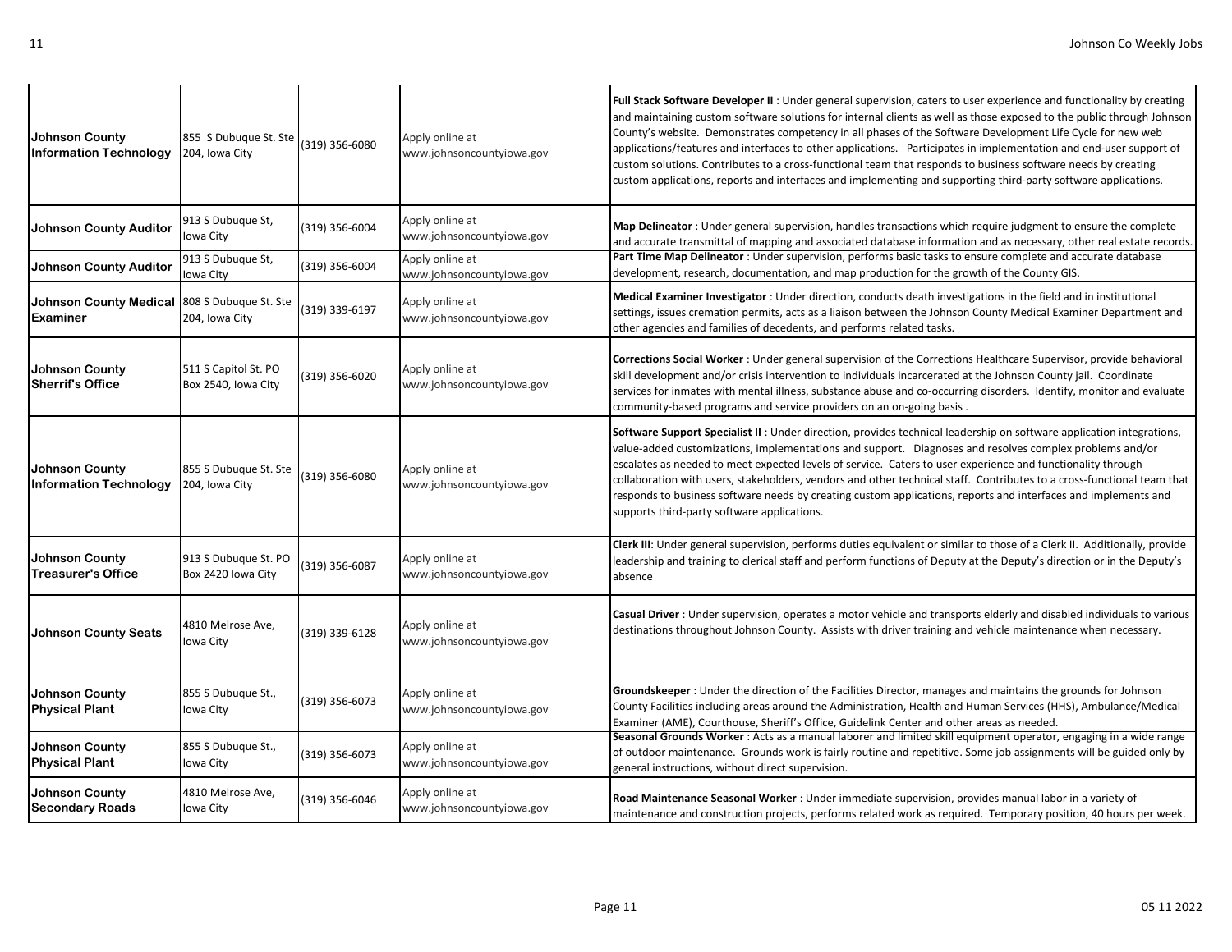| | | | | |
|---|---|---|---|---|
| **Johnson County Information Technology** | 855 S Dubuque St. Ste 204, Iowa City | (319) 356-6080 | Apply online at www.johnsoncountyiowa.gov | **Full Stack Software Developer II** : Under general supervision, caters to user experience and functionality by creating and maintaining custom software solutions for internal clients as well as those exposed to the public through Johnson County's website. Demonstrates competency in all phases of the Software Development Life Cycle for new web applications/features and interfaces to other applications. Participates in implementation and end-user support of custom solutions. Contributes to a cross-functional team that responds to business software needs by creating custom applications, reports and interfaces and implementing and supporting third-party software applications. |
| **Johnson County Auditor** | 913 S Dubuque St, Iowa City | (319) 356-6004 | Apply online at www.johnsoncountyiowa.gov | **Map Delineator** : Under general supervision, handles transactions which require judgment to ensure the complete and accurate transmittal of mapping and associated database information and as necessary, other real estate records. |
| **Johnson County Auditor** | 913 S Dubuque St, Iowa City | (319) 356-6004 | Apply online at www.johnsoncountyiowa.gov | **Part Time Map Delineator** : Under supervision, performs basic tasks to ensure complete and accurate database development, research, documentation, and map production for the growth of the County GIS. |
| **Johnson County Medical Examiner** | 808 S Dubuque St. Ste 204, Iowa City | (319) 339-6197 | Apply online at www.johnsoncountyiowa.gov | **Medical Examiner Investigator** : Under direction, conducts death investigations in the field and in institutional settings, issues cremation permits, acts as a liaison between the Johnson County Medical Examiner Department and other agencies and families of decedents, and performs related tasks. |
| **Johnson County Sherrif's Office** | 511 S Capitol St. PO Box 2540, Iowa City | (319) 356-6020 | Apply online at www.johnsoncountyiowa.gov | **Corrections Social Worker** : Under general supervision of the Corrections Healthcare Supervisor, provide behavioral skill development and/or crisis intervention to individuals incarcerated at the Johnson County jail. Coordinate services for inmates with mental illness, substance abuse and co-occurring disorders. Identify, monitor and evaluate community-based programs and service providers on an on-going basis . |
| **Johnson County Information Technology** | 855 S Dubuque St. Ste 204, Iowa City | (319) 356-6080 | Apply online at www.johnsoncountyiowa.gov | **Software Support Specialist II** : Under direction, provides technical leadership on software application integrations, value-added customizations, implementations and support. Diagnoses and resolves complex problems and/or escalates as needed to meet expected levels of service. Caters to user experience and functionality through collaboration with users, stakeholders, vendors and other technical staff. Contributes to a cross-functional team that responds to business software needs by creating custom applications, reports and interfaces and implements and supports third-party software applications. |
| **Johnson County Treasurer's Office** | 913 S Dubuque St. PO Box 2420 Iowa City | (319) 356-6087 | Apply online at www.johnsoncountyiowa.gov | **Clerk III**: Under general supervision, performs duties equivalent or similar to those of a Clerk II. Additionally, provide leadership and training to clerical staff and perform functions of Deputy at the Deputy's direction or in the Deputy's absence |
| **Johnson County Seats** | 4810 Melrose Ave, Iowa City | (319) 339-6128 | Apply online at www.johnsoncountyiowa.gov | **Casual Driver** : Under supervision, operates a motor vehicle and transports elderly and disabled individuals to various destinations throughout Johnson County. Assists with driver training and vehicle maintenance when necessary. |
| **Johnson County Physical Plant** | 855 S Dubuque St., Iowa City | (319) 356-6073 | Apply online at www.johnsoncountyiowa.gov | **Groundskeeper** : Under the direction of the Facilities Director, manages and maintains the grounds for Johnson County Facilities including areas around the Administration, Health and Human Services (HHS), Ambulance/Medical Examiner (AME), Courthouse, Sheriff's Office, Guidelink Center and other areas as needed. |
| **Johnson County Physical Plant** | 855 S Dubuque St., Iowa City | (319) 356-6073 | Apply online at www.johnsoncountyiowa.gov | **Seasonal Grounds Worker** : Acts as a manual laborer and limited skill equipment operator, engaging in a wide range of outdoor maintenance. Grounds work is fairly routine and repetitive. Some job assignments will be guided only by general instructions, without direct supervision. |
| **Johnson County Secondary Roads** | 4810 Melrose Ave, Iowa City | (319) 356-6046 | Apply online at www.johnsoncountyiowa.gov | **Road Maintenance Seasonal Worker** : Under immediate supervision, provides manual labor in a variety of maintenance and construction projects, performs related work as required. Temporary position, 40 hours per week. |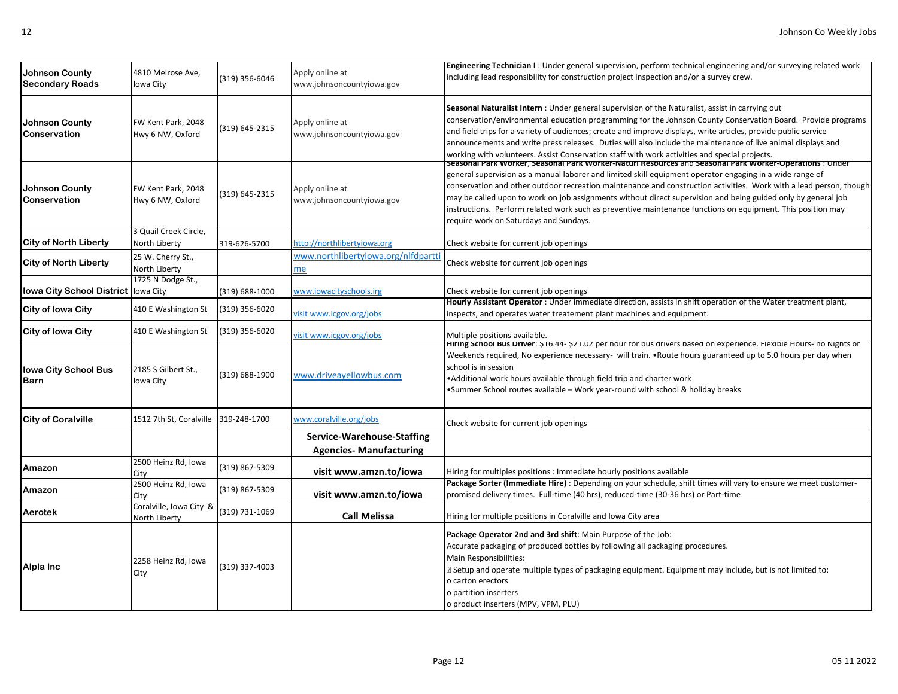| | | | | |
|---|---|---|---|---|
| **Johnson County Secondary Roads** | 4810 Melrose Ave, Iowa City | (319) 356-6046 | Apply online at www.johnsoncountyiowa.gov | **Engineering Technician I** : Under general supervision, perform technical engineering and/or surveying related work including lead responsibility for construction project inspection and/or a survey crew. |
| **Johnson County Conservation** | FW Kent Park, 2048 Hwy 6 NW, Oxford | (319) 645-2315 | Apply online at www.johnsoncountyiowa.gov | **Seasonal Naturalist Intern** : Under general supervision of the Naturalist, assist in carrying out conservation/environmental education programming for the Johnson County Conservation Board. Provide programs and field trips for a variety of audiences; create and improve displays, write articles, provide public service announcements and write press releases. Duties will also include the maintenance of live animal displays and working with volunteers. Assist Conservation staff with work activities and special projects. |
| **Johnson County Conservation** | FW Kent Park, 2048 Hwy 6 NW, Oxford | (319) 645-2315 | Apply online at www.johnsoncountyiowa.gov | **Seasonal Park Worker**, **Seasonal Park Worker-Naturl Resources** and **Seasonal Park Worker-Operations** : Under general supervision as a manual laborer and limited skill equipment operator engaging in a wide range of conservation and other outdoor recreation maintenance and construction activities. Work with a lead person, though may be called upon to work on job assignments without direct supervision and being guided only by general job instructions. Perform related work such as preventive maintenance functions on equipment. This position may require work on Saturdays and Sundays. |
| **City of North Liberty** | 3 Quail Creek Circle, North Liberty | 319-626-5700 | http://northlibertyiowa.org | Check website for current job openings |
| **City of North Liberty** | 25 W. Cherry St., North Liberty | | www.northlibertyiowa.org/nlfdpartti me | Check website for current job openings |
| **Iowa City School District** | 1725 N Dodge St., Iowa City | (319) 688-1000 | www.iowacityschools.irg | Check website for current job openings |
| **City of Iowa City** | 410 E Washington St | (319) 356-6020 | visit www.icgov.org/jobs | **Hourly Assistant Operator** : Under immediate direction, assists in shift operation of the Water treatment plant, inspects, and operates water treatement plant machines and equipment. |
| **City of Iowa City** | 410 E Washington St | (319) 356-6020 | visit www.icgov.org/jobs | Multiple positions available. |
| **Iowa City School Bus Barn** | 2185 S Gilbert St., Iowa City | (319) 688-1900 | www.driveayellowbus.com | **Hiring School Bus Driver**: $16.44- $21.02 per hour for bus drivers based on experience. Flexible Hours- no Nights or Weekends required, No experience necessary- will train. •Route hours guaranteed up to 5.0 hours per day when school is in session<br>•Additional work hours available through field trip and charter work<br>•Summer School routes available – Work year-round with school & holiday breaks |
| **City of Coralville** | 1512 7th St, Coralville | 319-248-1700 | www.coralville.org/jobs | Check website for current job openings |
| | | | **Service-Warehouse-Staffing Agencies- Manufacturing** | |
| **Amazon** | 2500 Heinz Rd, Iowa City | (319) 867-5309 | **visit www.amzn.to/iowa** | Hiring for multiples positions : Immediate hourly positions available |
| **Amazon** | 2500 Heinz Rd, Iowa City | (319) 867-5309 | **visit www.amzn.to/iowa** | **Package Sorter (Immediate Hire)** : Depending on your schedule, shift times will vary to ensure we meet customer-promised delivery times. Full-time (40 hrs), reduced-time (30-36 hrs) or Part-time |
| **Aerotek** | Coralville, Iowa City & North Liberty | (319) 731-1069 | **Call Melissa** | Hiring for multiple positions in Coralville and Iowa City area |
| **Alpla Inc** | 2258 Heinz Rd, Iowa City | (319) 337-4003 | | **Package Operator 2nd and 3rd shift**: Main Purpose of the Job:<br>Accurate packaging of produced bottles by following all packaging procedures.<br>Main Responsibilities:<br> Setup and operate multiple types of packaging equipment. Equipment may include, but is not limited to:<br>o carton erectors<br>o partition inserters<br>o product inserters (MPV, VPM, PLU) |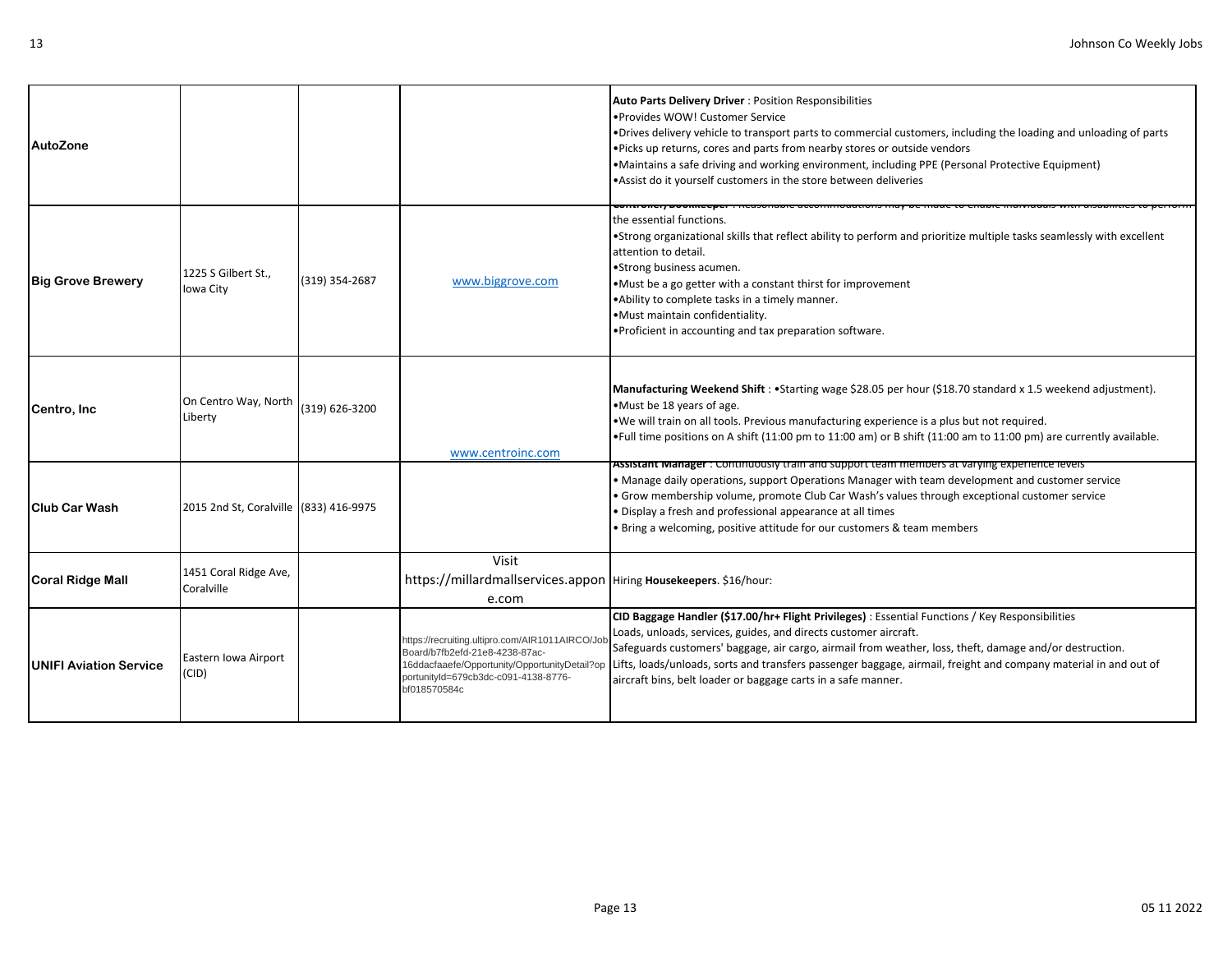| | | | | |
|---|---|---|---|---|
| **AutoZone** | | | | **Auto Parts Delivery Driver** : Position Responsibilities<br>•Provides WOW! Customer Service<br>•Drives delivery vehicle to transport parts to commercial customers, including the loading and unloading of parts<br>•Picks up returns, cores and parts from nearby stores or outside vendors<br>•Maintains a safe driving and working environment, including PPE (Personal Protective Equipment)<br>•Assist do it yourself customers in the store between deliveries |
| **Big Grove Brewery** | 1225 S Gilbert St., Iowa City | (319) 354-2687 | www.biggrove.com | **Controller/Bookkeeper** : Reasonable accommodations may be made to enable individuals with disabilities to perform the essential functions.<br>•Strong organizational skills that reflect ability to perform and prioritize multiple tasks seamlessly with excellent attention to detail.<br>•Strong business acumen.<br>•Must be a go getter with a constant thirst for improvement<br>•Ability to complete tasks in a timely manner.<br>•Must maintain confidentiality.<br>•Proficient in accounting and tax preparation software. |
| **Centro, Inc** | On Centro Way, North Liberty | (319) 626-3200 | www.centroinc.com | **Manufacturing Weekend Shift** : •Starting wage $28.05 per hour ($18.70 standard x 1.5 weekend adjustment).<br>•Must be 18 years of age.<br>•We will train on all tools. Previous manufacturing experience is a plus but not required.<br>•Full time positions on A shift (11:00 pm to 11:00 am) or B shift (11:00 am to 11:00 pm) are currently available. |
| **Club Car Wash** | 2015 2nd St, Coralville | (833) 416-9975 | | **Assistant Manager** : Continuously train and support team members at varying experience levels<br>• Manage daily operations, support Operations Manager with team development and customer service<br>• Grow membership volume, promote Club Car Wash's values through exceptional customer service<br>• Display a fresh and professional appearance at all times<br>• Bring a welcoming, positive attitude for our customers & team members |
| **Coral Ridge Mall** | 1451 Coral Ridge Ave, Coralville | | Visit https://millardmallservices.appone.com | Hiring **Housekeepers**. $16/hour: |
| **UNIFI Aviation Service** | Eastern Iowa Airport (CID) | | https://recruiting.ultipro.com/AIR1011AIRCO/JobBoard/b7fb2efd-21e8-4238-87ac-16ddacfaaefe/Opportunity/OpportunityDetail?opportunityId=679cb3dc-c091-4138-8776-bf018570584c | **CID Baggage Handler ($17.00/hr+ Flight Privileges)** : Essential Functions / Key Responsibilities<br>Loads, unloads, services, guides, and directs customer aircraft.<br>Safeguards customers' baggage, air cargo, airmail from weather, loss, theft, damage and/or destruction.<br>Lifts, loads/unloads, sorts and transfers passenger baggage, airmail, freight and company material in and out of aircraft bins, belt loader or baggage carts in a safe manner. |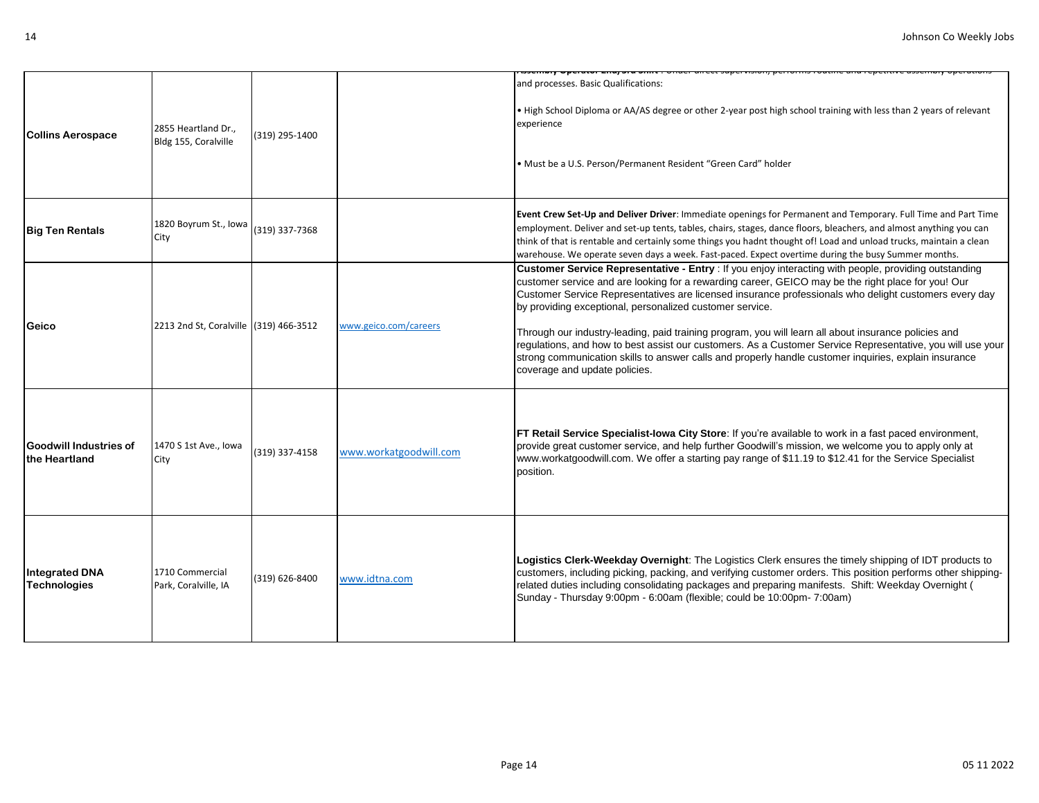| | | | | |
|---|---|---|---|---|
| **Collins Aerospace** | 2855 Heartland Dr., Bldg 155, Coralville | (319) 295-1400 | | **Assembly Operator 2nd/3rd Shift**: Under direct supervision, performs routine and repetitive assembly operations and processes. Basic Qualifications:<br><br>• High School Diploma or AA/AS degree or other 2-year post high school training with less than 2 years of relevant experience<br><br>• Must be a U.S. Person/Permanent Resident "Green Card" holder |
| **Big Ten Rentals** | 1820 Boyrum St., Iowa City | (319) 337-7368 | | **Event Crew Set-Up and Deliver Driver**: Immediate openings for Permanent and Temporary. Full Time and Part Time employment. Deliver and set-up tents, tables, chairs, stages, dance floors, bleachers, and almost anything you can think of that is rentable and certainly some things you hadnt thought of! Load and unload trucks, maintain a clean warehouse. We operate seven days a week. Fast-paced. Expect overtime during the busy Summer months. |
| **Geico** | 2213 2nd St, Coralville | (319) 466-3512 | www.geico.com/careers | **Customer Service Representative - Entry** : If you enjoy interacting with people, providing outstanding customer service and are looking for a rewarding career, GEICO may be the right place for you! Our Customer Service Representatives are licensed insurance professionals who delight customers every day by providing exceptional, personalized customer service.<br><br>Through our industry-leading, paid training program, you will learn all about insurance policies and regulations, and how to best assist our customers. As a Customer Service Representative, you will use your strong communication skills to answer calls and properly handle customer inquiries, explain insurance coverage and update policies. |
| **Goodwill Industries of the Heartland** | 1470 S 1st Ave., Iowa City | (319) 337-4158 | www.workatgoodwill.com | **FT Retail Service Specialist-Iowa City Store**: If you're available to work in a fast paced environment, provide great customer service, and help further Goodwill's mission, we welcome you to apply only at www.workatgoodwill.com. We offer a starting pay range of $11.19 to $12.41 for the Service Specialist position. |
| **Integrated DNA Technologies** | 1710 Commercial Park, Coralville, IA | (319) 626-8400 | www.idtna.com | **Logistics Clerk-Weekday Overnight**: The Logistics Clerk ensures the timely shipping of IDT products to customers, including picking, packing, and verifying customer orders. This position performs other shipping-related duties including consolidating packages and preparing manifests. Shift: Weekday Overnight ( Sunday - Thursday 9:00pm - 6:00am (flexible; could be 10:00pm- 7:00am) |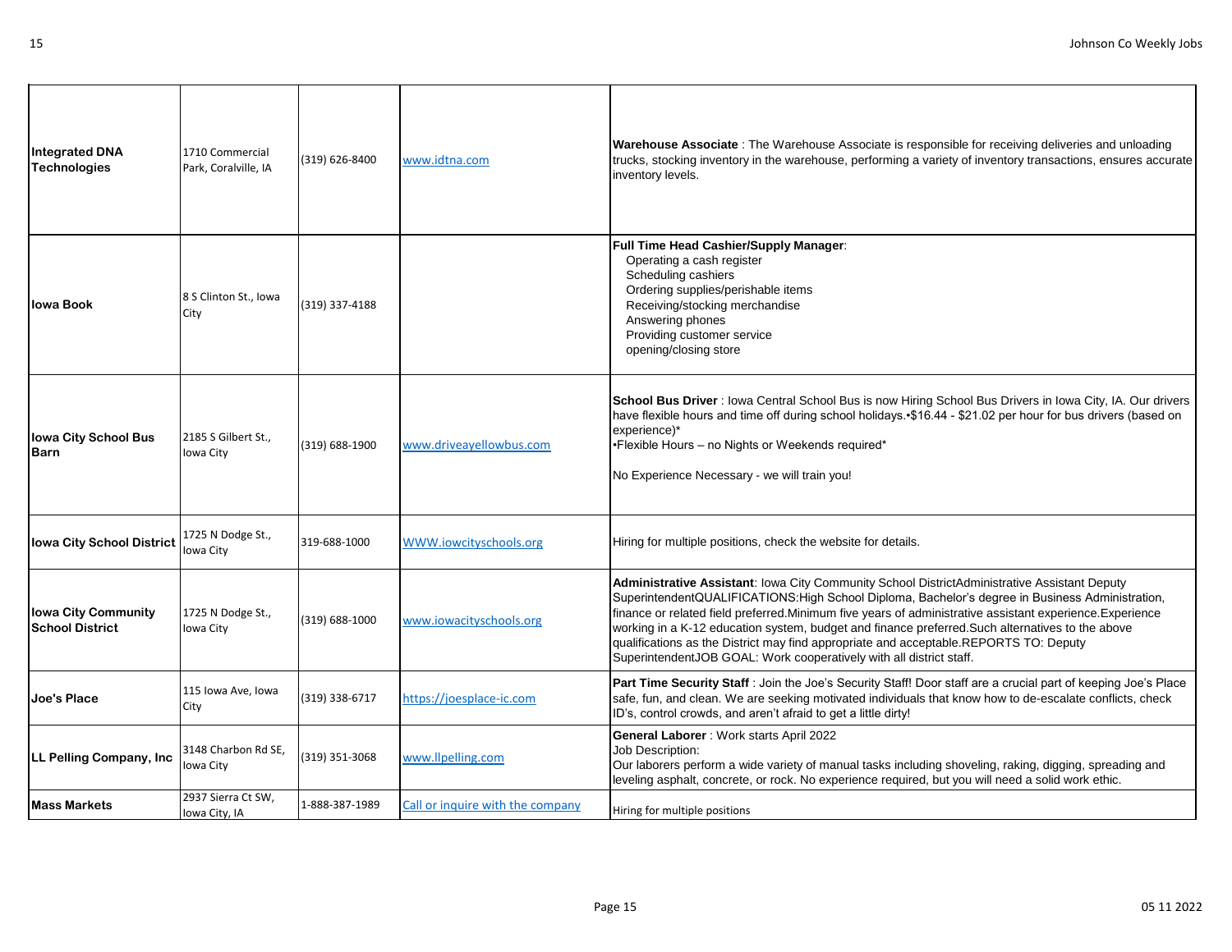| | | | | |
|---|---|---|---|---|
| **Integrated DNA Technologies** | 1710 Commercial Park, Coralville, IA | (319) 626-8400 | www.idtna.com | **Warehouse Associate** : The Warehouse Associate is responsible for receiving deliveries and unloading trucks, stocking inventory in the warehouse, performing a variety of inventory transactions, ensures accurate inventory levels. |
| **Iowa Book** | 8 S Clinton St., Iowa City | (319) 337-4188 | | **Full Time Head Cashier/Supply Manager**:<br>Operating a cash register<br>Scheduling cashiers<br>Ordering supplies/perishable items<br>Receiving/stocking merchandise<br>Answering phones<br>Providing customer service<br>opening/closing store |
| **Iowa City School Bus Barn** | 2185 S Gilbert St., Iowa City | (319) 688-1900 | www.driveayellowbus.com | **School Bus Driver** : Iowa Central School Bus is now Hiring School Bus Drivers in Iowa City, IA. Our drivers have flexible hours and time off during school holidays.•$16.44 - $21.02 per hour for bus drivers (based on experience)*<br>•Flexible Hours – no Nights or Weekends required*<br><br>No Experience Necessary - we will train you! |
| **Iowa City School District** | 1725 N Dodge St., Iowa City | 319-688-1000 | WWW.iowcityschools.org | Hiring for multiple positions, check the website for details. |
| **Iowa City Community School District** | 1725 N Dodge St., Iowa City | (319) 688-1000 | www.iowacityschools.org | **Administrative Assistant**: Iowa City Community School DistrictAdministrative Assistant Deputy SuperintendentQUALIFICATIONS:High School Diploma, Bachelor's degree in Business Administration, finance or related field preferred.Minimum five years of administrative assistant experience.Experience working in a K-12 education system, budget and finance preferred.Such alternatives to the above qualifications as the District may find appropriate and acceptable.REPORTS TO: Deputy SuperintendentJOB GOAL: Work cooperatively with all district staff. |
| **Joe's Place** | 115 Iowa Ave, Iowa City | (319) 338-6717 | https://joesplace-ic.com | **Part Time Security Staff** : Join the Joe's Security Staff! Door staff are a crucial part of keeping Joe's Place safe, fun, and clean. We are seeking motivated individuals that know how to de-escalate conflicts, check ID's, control crowds, and aren't afraid to get a little dirty! |
| **LL Pelling Company, Inc** | 3148 Charbon Rd SE, Iowa City | (319) 351-3068 | www.llpelling.com | **General Laborer** : Work starts April 2022<br>Job Description:<br>Our laborers perform a wide variety of manual tasks including shoveling, raking, digging, spreading and leveling asphalt, concrete, or rock. No experience required, but you will need a solid work ethic. |
| **Mass Markets** | 2937 Sierra Ct SW, Iowa City, IA | 1-888-387-1989 | Call or inquire with the company | Hiring for multiple positions |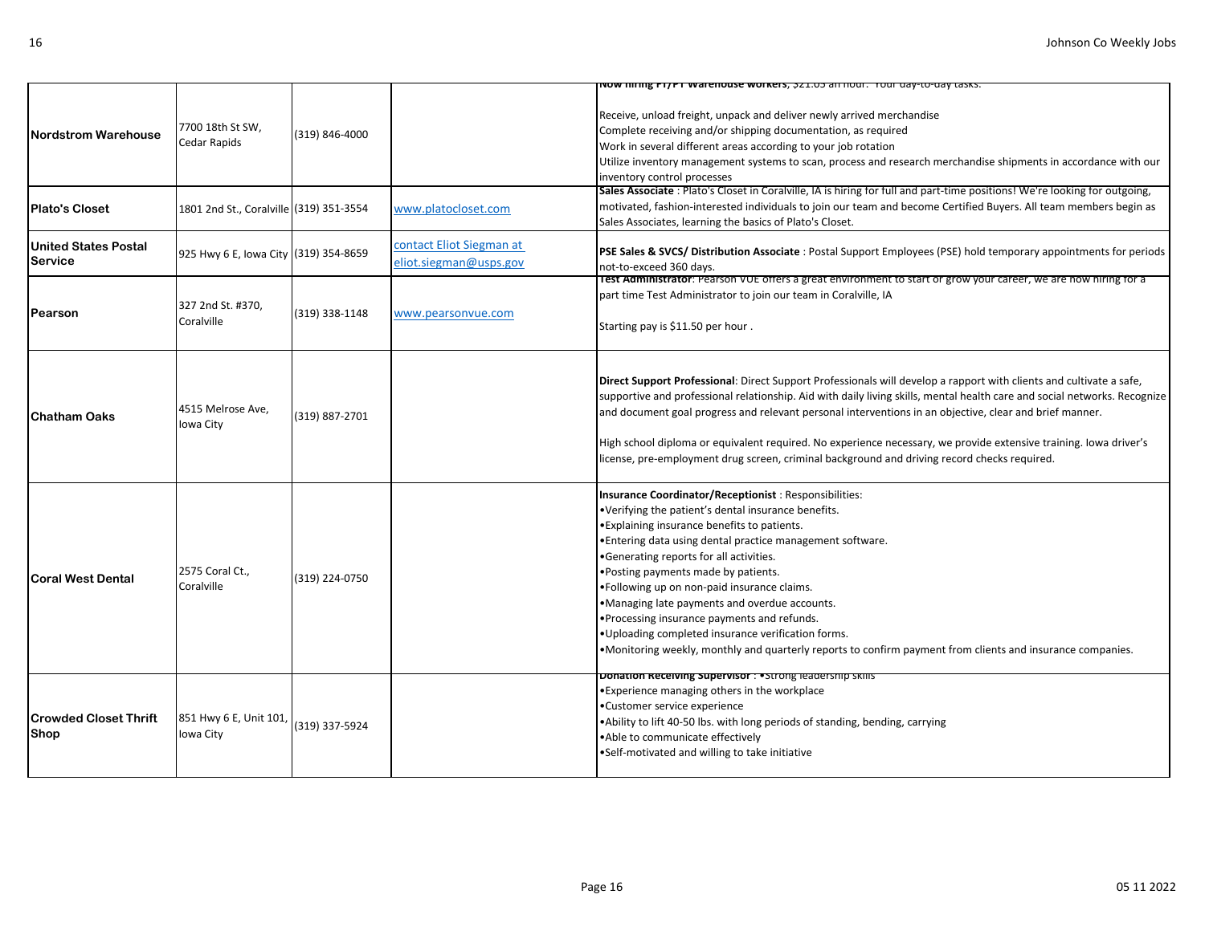| | | | | |
|---|---|---|---|---|
| **Nordstrom Warehouse** | 7700 18th St SW, Cedar Rapids | (319) 846-4000 | | **Now hiring FT/PT Warehouse workers**, $21.05 an hour. Your day-to-day tasks:<br><br>Receive, unload freight, unpack and deliver newly arrived merchandise<br>Complete receiving and/or shipping documentation, as required<br>Work in several different areas according to your job rotation<br>Utilize inventory management systems to scan, process and research merchandise shipments in accordance with our inventory control processes |
| **Plato's Closet** | 1801 2nd St., Coralville | (319) 351-3554 | www.platocloset.com | **Sales Associate** : Plato's Closet in Coralville, IA is hiring for full and part-time positions! We're looking for outgoing, motivated, fashion-interested individuals to join our team and become Certified Buyers. All team members begin as Sales Associates, learning the basics of Plato's Closet. |
| **United States Postal Service** | 925 Hwy 6 E, Iowa City | (319) 354-8659 | contact Eliot Siegman at eliot.siegman@usps.gov | **PSE Sales & SVCS/ Distribution Associate** : Postal Support Employees (PSE) hold temporary appointments for periods not-to-exceed 360 days. |
| **Pearson** | 327 2nd St. #370, Coralville | (319) 338-1148 | www.pearsonvue.com | **Test Administrator**: Pearson VUE offers a great environment to start or grow your career, we are now hiring for a part time Test Administrator to join our team in Coralville, IA<br><br>Starting pay is $11.50 per hour . |
| **Chatham Oaks** | 4515 Melrose Ave, Iowa City | (319) 887-2701 | | **Direct Support Professional**: Direct Support Professionals will develop a rapport with clients and cultivate a safe, supportive and professional relationship. Aid with daily living skills, mental health care and social networks. Recognize and document goal progress and relevant personal interventions in an objective, clear and brief manner.<br><br>High school diploma or equivalent required. No experience necessary, we provide extensive training. Iowa driver's license, pre-employment drug screen, criminal background and driving record checks required. |
| **Coral West Dental** | 2575 Coral Ct., Coralville | (319) 224-0750 | | **Insurance Coordinator/Receptionist** : Responsibilities:<br>•Verifying the patient's dental insurance benefits.<br>•Explaining insurance benefits to patients.<br>•Entering data using dental practice management software.<br>•Generating reports for all activities.<br>•Posting payments made by patients.<br>•Following up on non-paid insurance claims.<br>•Managing late payments and overdue accounts.<br>•Processing insurance payments and refunds.<br>•Uploading completed insurance verification forms.<br>•Monitoring weekly, monthly and quarterly reports to confirm payment from clients and insurance companies. |
| **Crowded Closet Thrift Shop** | 851 Hwy 6 E, Unit 101, Iowa City | (319) 337-5924 | | **Donation Receiving Supervisor** : •Strong leadership skills<br>•Experience managing others in the workplace<br>•Customer service experience<br>•Ability to lift 40-50 lbs. with long periods of standing, bending, carrying<br>•Able to communicate effectively<br>•Self-motivated and willing to take initiative |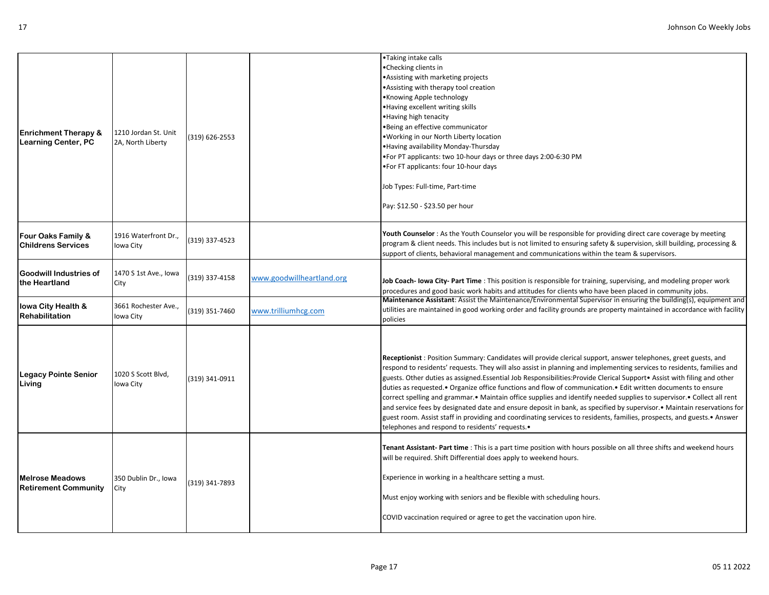| | | | | |
|---|---|---|---|---|
| **Enrichment Therapy & Learning Center, PC** | 1210 Jordan St. Unit 2A, North Liberty | (319) 626-2553 | | •Taking intake calls<br>•Checking clients in<br>•Assisting with marketing projects<br>•Assisting with therapy tool creation<br>•Knowing Apple technology<br>•Having excellent writing skills<br>•Having high tenacity<br>•Being an effective communicator<br>•Working in our North Liberty location<br>•Having availability Monday-Thursday<br>•For PT applicants: two 10-hour days or three days 2:00-6:30 PM<br>•For FT applicants: four 10-hour days<br><br>Job Types: Full-time, Part-time<br><br>Pay: $12.50 - $23.50 per hour |
| **Four Oaks Family & Childrens Services** | 1916 Waterfront Dr., Iowa City | (319) 337-4523 | | **Youth Counselor** : As the Youth Counselor you will be responsible for providing direct care coverage by meeting program & client needs. This includes but is not limited to ensuring safety & supervision, skill building, processing & support of clients, behavioral management and communications within the team & supervisors. |
| **Goodwill Industries of the Heartland** | 1470 S 1st Ave., Iowa City | (319) 337-4158 | www.goodwillheartland.org | **Job Coach- Iowa City- Part Time** : This position is responsible for training, supervising, and modeling proper work procedures and good basic work habits and attitudes for clients who have been placed in community jobs. |
| **Iowa City Health & Rehabilitation** | 3661 Rochester Ave., Iowa City | (319) 351-7460 | www.trilliumhcg.com | **Maintenance Assistant**: Assist the Maintenance/Environmental Supervisor in ensuring the building(s), equipment and utilities are maintained in good working order and facility grounds are property maintained in accordance with facility policies |
| **Legacy Pointe Senior Living** | 1020 S Scott Blvd, Iowa City | (319) 341-0911 | | **Receptionist** : Position Summary: Candidates will provide clerical support, answer telephones, greet guests, and respond to residents' requests. They will also assist in planning and implementing services to residents, families and guests. Other duties as assigned.Essential Job Responsibilities:Provide Clerical Support• Assist with filing and other duties as requested.• Organize office functions and flow of communication.• Edit written documents to ensure correct spelling and grammar.• Maintain office supplies and identify needed supplies to supervisor.• Collect all rent and service fees by designated date and ensure deposit in bank, as specified by supervisor.• Maintain reservations for guest room. Assist staff in providing and coordinating services to residents, families, prospects, and guests.• Answer telephones and respond to residents' requests.• |
| **Melrose Meadows Retirement Community** | 350 Dublin Dr., Iowa City | (319) 341-7893 | | **Tenant Assistant- Part time** : This is a part time position with hours possible on all three shifts and weekend hours will be required. Shift Differential does apply to weekend hours.<br><br>Experience in working in a healthcare setting a must.<br><br>Must enjoy working with seniors and be flexible with scheduling hours.<br><br>COVID vaccination required or agree to get the vaccination upon hire. |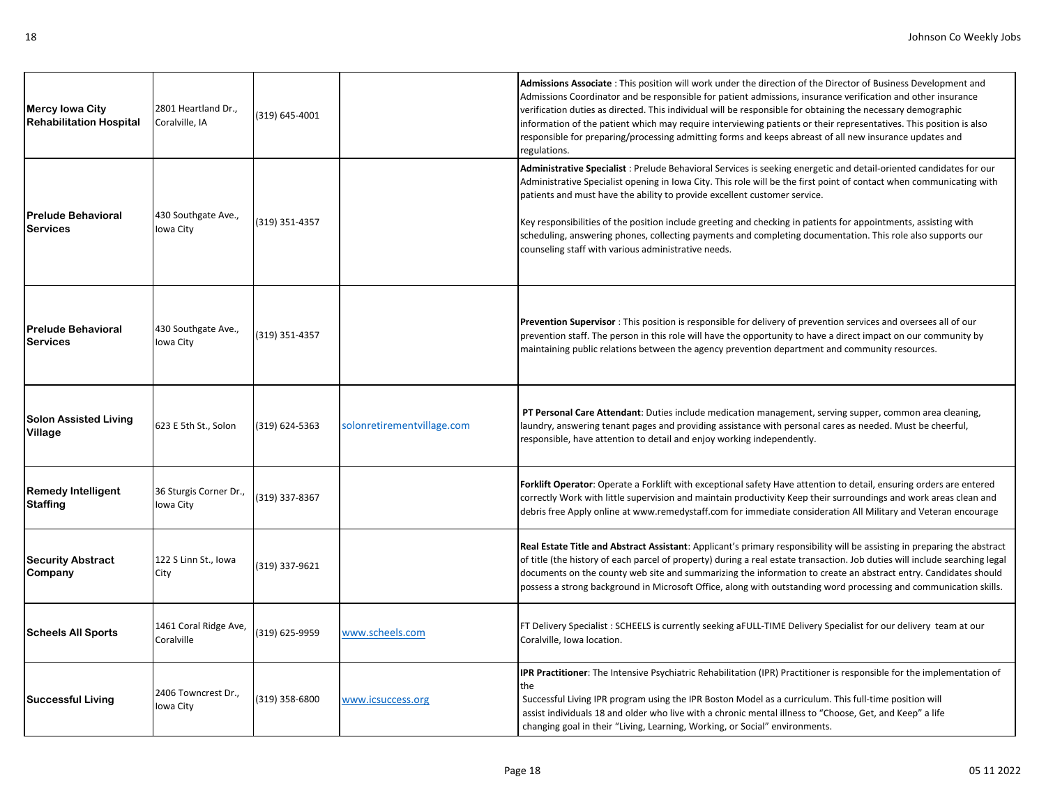| | | | | |
|---|---|---|---|---|
| **Mercy Iowa City Rehabilitation Hospital** | 2801 Heartland Dr., Coralville, IA | (319) 645-4001 | | **Admissions Associate** : This position will work under the direction of the Director of Business Development and Admissions Coordinator and be responsible for patient admissions, insurance verification and other insurance verification duties as directed. This individual will be responsible for obtaining the necessary demographic information of the patient which may require interviewing patients or their representatives. This position is also responsible for preparing/processing admitting forms and keeps abreast of all new insurance updates and regulations. |
| **Prelude Behavioral Services** | 430 Southgate Ave., Iowa City | (319) 351-4357 | | **Administrative Specialist** : Prelude Behavioral Services is seeking energetic and detail-oriented candidates for our Administrative Specialist opening in Iowa City. This role will be the first point of contact when communicating with patients and must have the ability to provide excellent customer service.<br><br>Key responsibilities of the position include greeting and checking in patients for appointments, assisting with scheduling, answering phones, collecting payments and completing documentation. This role also supports our counseling staff with various administrative needs. |
| **Prelude Behavioral Services** | 430 Southgate Ave., Iowa City | (319) 351-4357 | | **Prevention Supervisor** : This position is responsible for delivery of prevention services and oversees all of our prevention staff. The person in this role will have the opportunity to have a direct impact on our community by maintaining public relations between the agency prevention department and community resources. |
| **Solon Assisted Living Village** | 623 E 5th St., Solon | (319) 624-5363 | solonretirementvillage.com | **PT Personal Care Attendant**: Duties include medication management, serving supper, common area cleaning, laundry, answering tenant pages and providing assistance with personal cares as needed. Must be cheerful, responsible, have attention to detail and enjoy working independently. |
| **Remedy Intelligent Staffing** | 36 Sturgis Corner Dr., Iowa City | (319) 337-8367 | | **Forklift Operator**: Operate a Forklift with exceptional safety Have attention to detail, ensuring orders are entered correctly Work with little supervision and maintain productivity Keep their surroundings and work areas clean and debris free Apply online at www.remedystaff.com for immediate consideration All Military and Veteran encourage |
| **Security Abstract Company** | 122 S Linn St., Iowa City | (319) 337-9621 | | **Real Estate Title and Abstract Assistant**: Applicant's primary responsibility will be assisting in preparing the abstract of title (the history of each parcel of property) during a real estate transaction. Job duties will include searching legal documents on the county web site and summarizing the information to create an abstract entry. Candidates should possess a strong background in Microsoft Office, along with outstanding word processing and communication skills. |
| **Scheels All Sports** | 1461 Coral Ridge Ave, Coralville | (319) 625-9959 | www.scheels.com | FT Delivery Specialist : SCHEELS is currently seeking aFULL-TIME Delivery Specialist for our delivery team at our Coralville, Iowa location. |
| **Successful Living** | 2406 Towncrest Dr., Iowa City | (319) 358-6800 | www.icsuccess.org | **IPR Practitioner**: The Intensive Psychiatric Rehabilitation (IPR) Practitioner is responsible for the implementation of the Successful Living IPR program using the IPR Boston Model as a curriculum. This full-time position will assist individuals 18 and older who live with a chronic mental illness to "Choose, Get, and Keep" a life changing goal in their "Living, Learning, Working, or Social" environments. |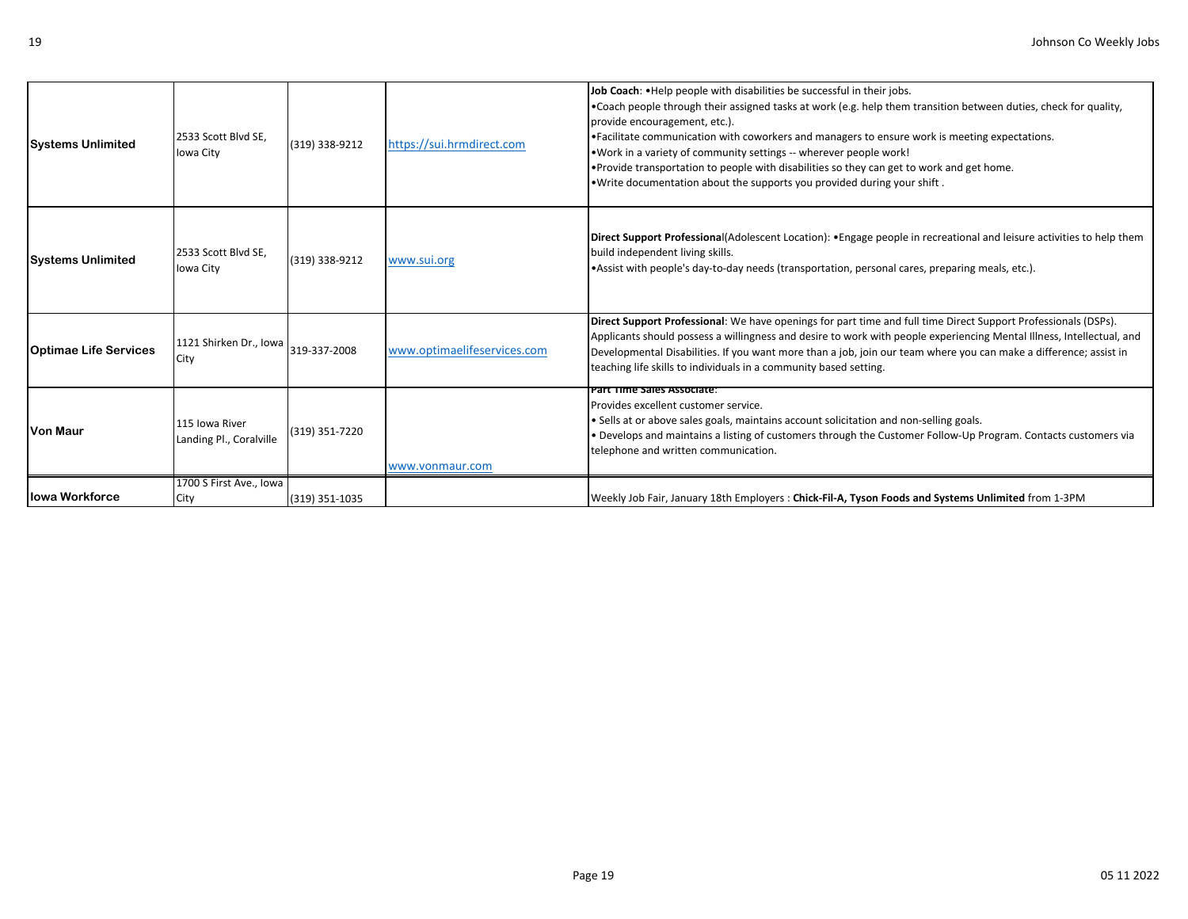| | | | | |
|---|---|---|---|---|
| **Systems Unlimited** | 2533 Scott Blvd SE, Iowa City | (319) 338-9212 | https://sui.hrmdirect.com | **Job Coach**: •Help people with disabilities be successful in their jobs. •Coach people through their assigned tasks at work (e.g. help them transition between duties, check for quality, provide encouragement, etc.). •Facilitate communication with coworkers and managers to ensure work is meeting expectations. •Work in a variety of community settings -- wherever people work! •Provide transportation to people with disabilities so they can get to work and get home. •Write documentation about the supports you provided during your shift . |
| **Systems Unlimited** | 2533 Scott Blvd SE, Iowa City | (319) 338-9212 | www.sui.org | **Direct Support Professiona**l(Adolescent Location): •Engage people in recreational and leisure activities to help them build independent living skills. •Assist with people's day-to-day needs (transportation, personal cares, preparing meals, etc.). |
| **Optimae Life Services** | 1121 Shirken Dr., Iowa City | 319-337-2008 | www.optimaelifeservices.com | **Direct Support Professional**: We have openings for part time and full time Direct Support Professionals (DSPs). Applicants should possess a willingness and desire to work with people experiencing Mental Illness, Intellectual, and Developmental Disabilities. If you want more than a job, join our team where you can make a difference; assist in teaching life skills to individuals in a community based setting. |
| **Von Maur** | 115 Iowa River Landing Pl., Coralville | (319) 351-7220 | www.vonmaur.com | **Part Time Sales Associate**: Provides excellent customer service. • Sells at or above sales goals, maintains account solicitation and non-selling goals. • Develops and maintains a listing of customers through the Customer Follow-Up Program. Contacts customers via telephone and written communication. |
| **Iowa Workforce** | 1700 S First Ave., Iowa City | (319) 351-1035 | | Weekly Job Fair, January 18th Employers : **Chick-Fil-A, Tyson Foods and Systems Unlimited** from 1-3PM |